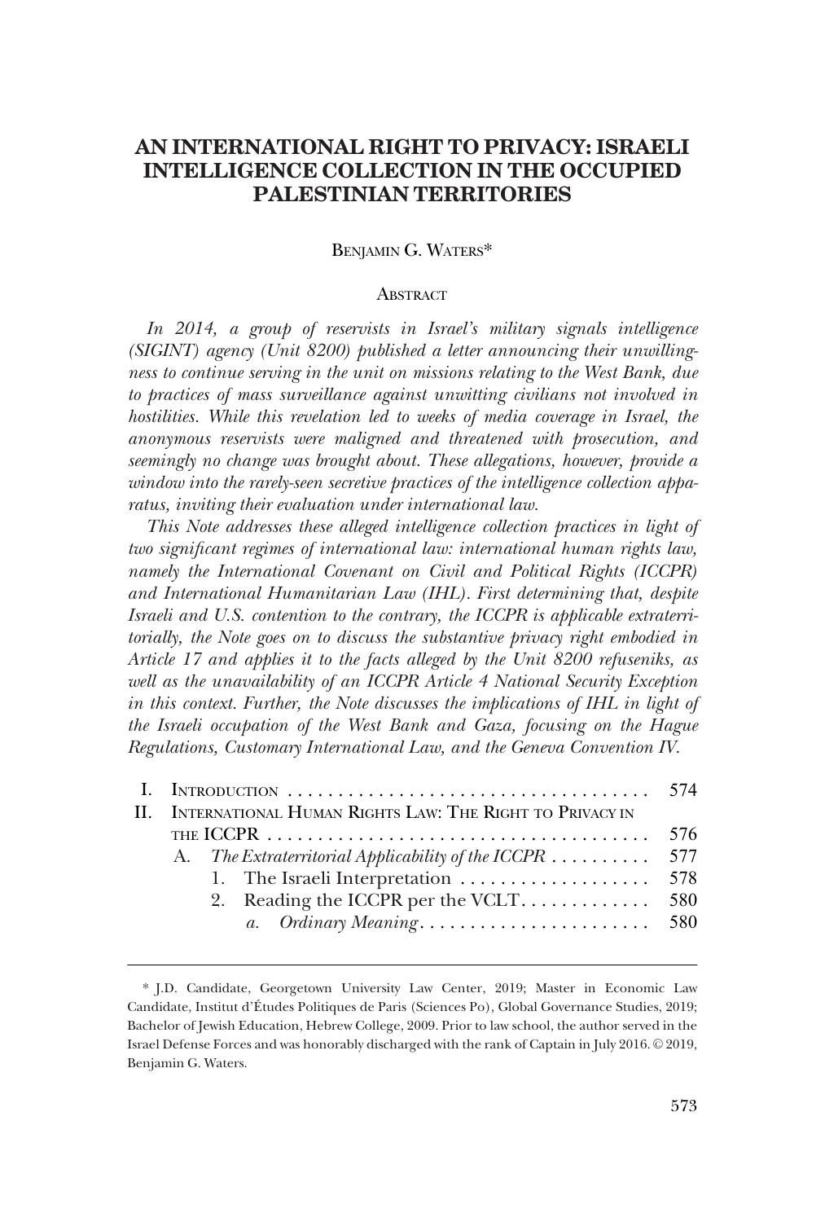# AN INTERNATIONAL RIGHT TO PRIVACY: ISRAELI INTELLIGENCE COLLECTION IN THE OCCUPIED PALESTINIAN TERRITORIES

BENJAMIN G. WATERS*

## ABSTRACT

*In 2014, a group of reservists in Israel's military signals intelligence (SIGINT) agency (Unit 8200) published a letter announcing their unwillingness to continue serving in the unit on missions relating to the West Bank, due to practices of mass surveillance against unwitting civilians not involved in hostilities. While this revelation led to weeks of media coverage in Israel, the anonymous reservists were maligned and threatened with prosecution, and seemingly no change was brought about. These allegations, however, provide a window into the rarely-seen secretive practices of the intelligence collection apparatus, inviting their evaluation under international law.*

*This Note addresses these alleged intelligence collection practices in light of two significant regimes of international law: international human rights law, namely the International Covenant on Civil and Political Rights (ICCPR) and International Humanitarian Law (IHL). First determining that, despite Israeli and U.S. contention to the contrary, the ICCPR is applicable extraterritorially, the Note goes on to discuss the substantive privacy right embodied in Article 17 and applies it to the facts alleged by the Unit 8200 refuseniks, as well as the unavailability of an ICCPR Article 4 National Security Exception in this context. Further, the Note discusses the implications of IHL in light of the Israeli occupation of the West Bank and Gaza, focusing on the Hague Regulations, Customary International Law, and the Geneva Convention IV.*

- I. INTRODUCTION . . . . . . . . . . 574
- II. INTERNATIONAL HUMAN RIGHTS LAW: THE RIGHT TO PRIVACY IN THE ICCPR . . . . . . . . . . 576
  - A. *The Extraterritorial Applicability of the ICCPR* . . . . . . . . . . 577
    - 1. The Israeli Interpretation . . . . . . . . . . 578
    - 2. Reading the ICCPR per the VCLT . . . . . . . . . . 580
      - *a. Ordinary Meaning* . . . . . . . . . . 580

---

\* J.D. Candidate, Georgetown University Law Center, 2019; Master in Economic Law Candidate, Institut d'Études Politiques de Paris (Sciences Po), Global Governance Studies, 2019; Bachelor of Jewish Education, Hebrew College, 2009. Prior to law school, the author served in the Israel Defense Forces and was honorably discharged with the rank of Captain in July 2016. © 2019, Benjamin G. Waters.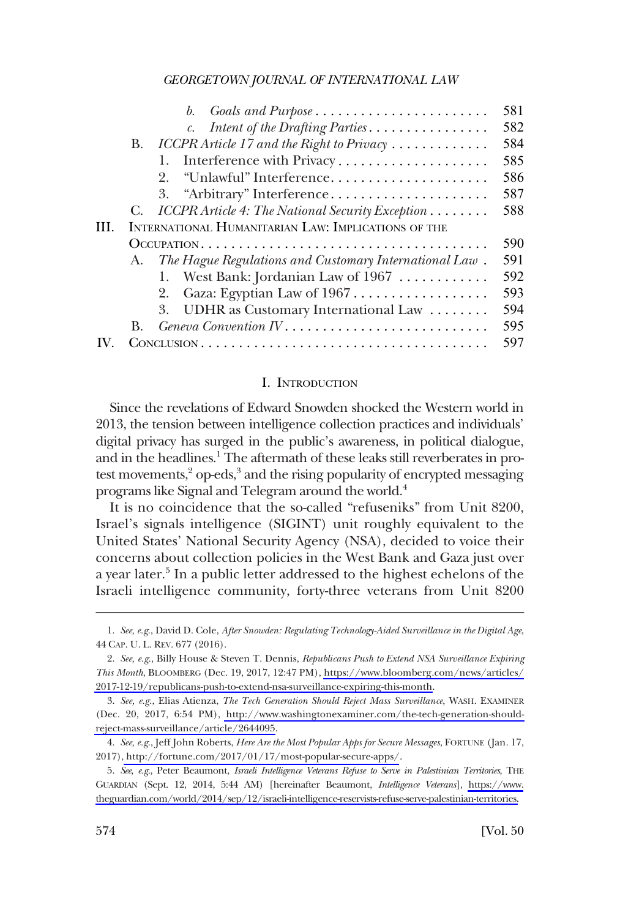|  |  |  |
|---|---|---|
| | *b. Goals and Purpose* | 581 |
| | *c. Intent of the Drafting Parties* | 582 |
| B. | *ICCPR Article 17 and the Right to Privacy* | 584 |
| | 1. Interference with Privacy | 585 |
| | 2. "Unlawful" Interference | 586 |
| | 3. "Arbitrary" Interference | 587 |
| C. | *ICCPR Article 4: The National Security Exception* | 588 |
| III. | INTERNATIONAL HUMANITARIAN LAW: IMPLICATIONS OF THE OCCUPATION | 590 |
| A. | *The Hague Regulations and Customary International Law* | 591 |
| | 1. West Bank: Jordanian Law of 1967 | 592 |
| | 2. Gaza: Egyptian Law of 1967 | 593 |
| | 3. UDHR as Customary International Law | 594 |
| B. | *Geneva Convention IV* | 595 |
| IV. | CONCLUSION | 597 |

## I. INTRODUCTION

Since the revelations of Edward Snowden shocked the Western world in 2013, the tension between intelligence collection practices and individuals' digital privacy has surged in the public's awareness, in political dialogue, and in the headlines.[1] The aftermath of these leaks still reverberates in protest movements,[2] op-eds,[3] and the rising popularity of encrypted messaging programs like Signal and Telegram around the world.[4]

It is no coincidence that the so-called "refuseniks" from Unit 8200, Israel's signals intelligence (SIGINT) unit roughly equivalent to the United States' National Security Agency (NSA), decided to voice their concerns about collection policies in the West Bank and Gaza just over a year later.[5] In a public letter addressed to the highest echelons of the Israeli intelligence community, forty-three veterans from Unit 8200

---

1. *See, e.g.*, David D. Cole, *After Snowden: Regulating Technology-Aided Surveillance in the Digital Age*, 44 CAP. U. L. REV. 677 (2016).

2. *See, e.g.*, Billy House & Steven T. Dennis, *Republicans Push to Extend NSA Surveillance Expiring This Month*, BLOOMBERG (Dec. 19, 2017, 12:47 PM), https://www.bloomberg.com/news/articles/2017-12-19/republicans-push-to-extend-nsa-surveillance-expiring-this-month.

3. *See, e.g.*, Elias Atienza, *The Tech Generation Should Reject Mass Surveillance*, WASH. EXAMINER (Dec. 20, 2017, 6:54 PM), http://www.washingtonexaminer.com/the-tech-generation-should-reject-mass-surveillance/article/2644095.

4. *See, e.g.*, Jeff John Roberts, *Here Are the Most Popular Apps for Secure Messages*, FORTUNE (Jan. 17, 2017), http://fortune.com/2017/01/17/most-popular-secure-apps/.

5. *See, e.g.*, Peter Beaumont, *Israeli Intelligence Veterans Refuse to Serve in Palestinian Territories*, THE GUARDIAN (Sept. 12, 2014, 5:44 AM) [hereinafter Beaumont, *Intelligence Veterans*], https://www.theguardian.com/world/2014/sep/12/israeli-intelligence-reservists-refuse-serve-palestinian-territories.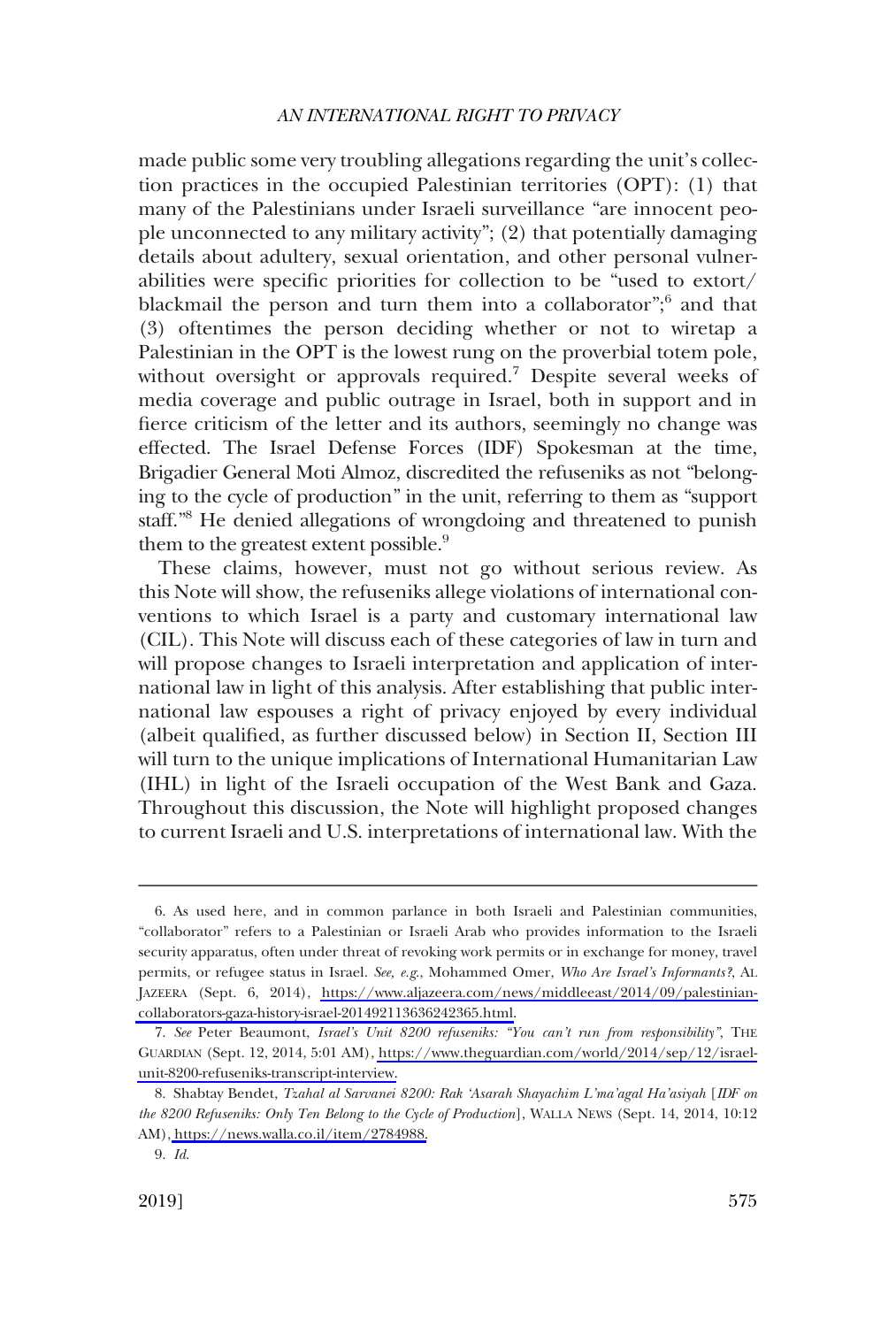made public some very troubling allegations regarding the unit's collection practices in the occupied Palestinian territories (OPT): (1) that many of the Palestinians under Israeli surveillance "are innocent people unconnected to any military activity"; (2) that potentially damaging details about adultery, sexual orientation, and other personal vulnerabilities were specific priorities for collection to be "used to extort/blackmail the person and turn them into a collaborator";[6] and that (3) oftentimes the person deciding whether or not to wiretap a Palestinian in the OPT is the lowest rung on the proverbial totem pole, without oversight or approvals required.[7] Despite several weeks of media coverage and public outrage in Israel, both in support and in fierce criticism of the letter and its authors, seemingly no change was effected. The Israel Defense Forces (IDF) Spokesman at the time, Brigadier General Moti Almoz, discredited the refuseniks as not "belonging to the cycle of production" in the unit, referring to them as "support staff."[8] He denied allegations of wrongdoing and threatened to punish them to the greatest extent possible.[9]

These claims, however, must not go without serious review. As this Note will show, the refuseniks allege violations of international conventions to which Israel is a party and customary international law (CIL). This Note will discuss each of these categories of law in turn and will propose changes to Israeli interpretation and application of international law in light of this analysis. After establishing that public international law espouses a right of privacy enjoyed by every individual (albeit qualified, as further discussed below) in Section II, Section III will turn to the unique implications of International Humanitarian Law (IHL) in light of the Israeli occupation of the West Bank and Gaza. Throughout this discussion, the Note will highlight proposed changes to current Israeli and U.S. interpretations of international law. With the

---

6. As used here, and in common parlance in both Israeli and Palestinian communities, "collaborator" refers to a Palestinian or Israeli Arab who provides information to the Israeli security apparatus, often under threat of revoking work permits or in exchange for money, travel permits, or refugee status in Israel. *See, e.g.*, Mohammed Omer, *Who Are Israel's Informants?*, AL JAZEERA (Sept. 6, 2014), https://www.aljazeera.com/news/middleeast/2014/09/palestinian-collaborators-gaza-history-israel-201492113636242365.html.

7. *See* Peter Beaumont, *Israel's Unit 8200 refuseniks: "You can't run from responsibility"*, THE GUARDIAN (Sept. 12, 2014, 5:01 AM), https://www.theguardian.com/world/2014/sep/12/israel-unit-8200-refuseniks-transcript-interview.

8. Shabtay Bendet, *Tzahal al Sarvanei 8200: Rak 'Asarah Shayachim L'ma'agal Ha'asiyah* [*IDF on the 8200 Refuseniks: Only Ten Belong to the Cycle of Production*], WALLA NEWS (Sept. 14, 2014, 10:12 AM), https://news.walla.co.il/item/2784988.

9. *Id.*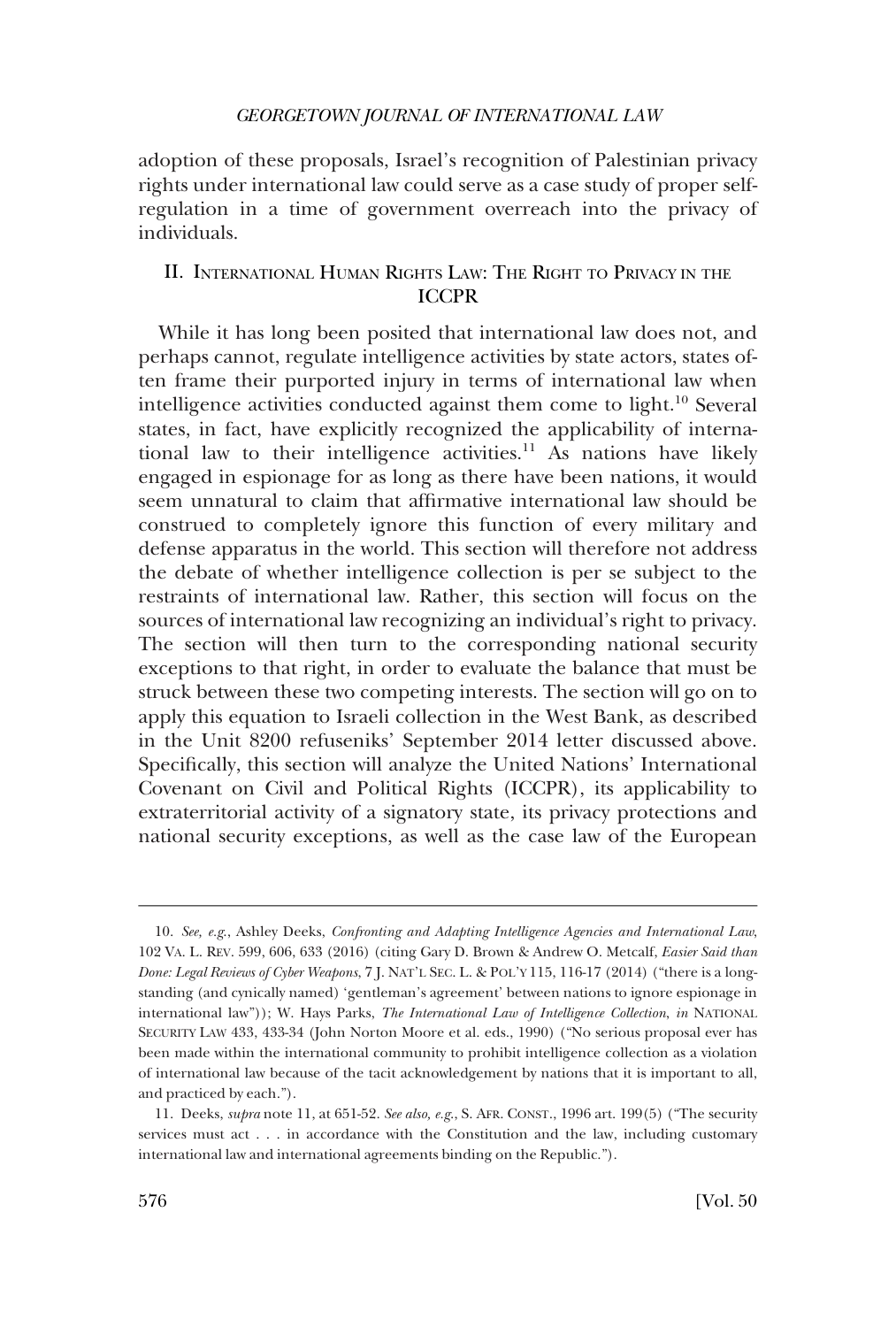adoption of these proposals, Israel's recognition of Palestinian privacy rights under international law could serve as a case study of proper self-regulation in a time of government overreach into the privacy of individuals.

## II. International Human Rights Law: The Right to Privacy in the ICCPR

While it has long been posited that international law does not, and perhaps cannot, regulate intelligence activities by state actors, states often frame their purported injury in terms of international law when intelligence activities conducted against them come to light.[10] Several states, in fact, have explicitly recognized the applicability of international law to their intelligence activities.[11] As nations have likely engaged in espionage for as long as there have been nations, it would seem unnatural to claim that affirmative international law should be construed to completely ignore this function of every military and defense apparatus in the world. This section will therefore not address the debate of whether intelligence collection is per se subject to the restraints of international law. Rather, this section will focus on the sources of international law recognizing an individual's right to privacy. The section will then turn to the corresponding national security exceptions to that right, in order to evaluate the balance that must be struck between these two competing interests. The section will go on to apply this equation to Israeli collection in the West Bank, as described in the Unit 8200 refuseniks' September 2014 letter discussed above. Specifically, this section will analyze the United Nations' International Covenant on Civil and Political Rights (ICCPR), its applicability to extraterritorial activity of a signatory state, its privacy protections and national security exceptions, as well as the case law of the European

---

10. *See, e.g.*, Ashley Deeks, *Confronting and Adapting Intelligence Agencies and International Law*, 102 VA. L. REV. 599, 606, 633 (2016) (citing Gary D. Brown & Andrew O. Metcalf, *Easier Said than Done: Legal Reviews of Cyber Weapons*, 7 J. NAT'L SEC. L. & POL'Y 115, 116-17 (2014) ("there is a long-standing (and cynically named) 'gentleman's agreement' between nations to ignore espionage in international law")); W. Hays Parks, *The International Law of Intelligence Collection*, *in* NATIONAL SECURITY LAW 433, 433-34 (John Norton Moore et al. eds., 1990) ("No serious proposal ever has been made within the international community to prohibit intelligence collection as a violation of international law because of the tacit acknowledgement by nations that it is important to all, and practiced by each.").

11. Deeks, *supra* note 11, at 651-52. *See also, e.g.*, S. AFR. CONST., 1996 art. 199(5) ("The security services must act . . . in accordance with the Constitution and the law, including customary international law and international agreements binding on the Republic.").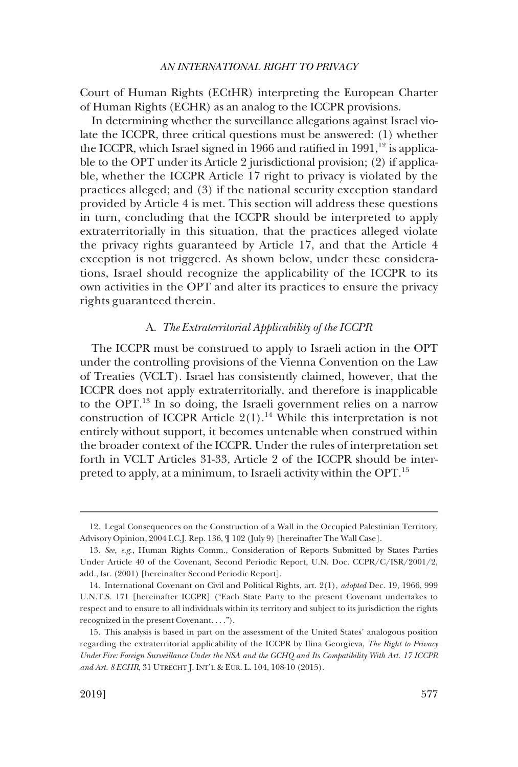Court of Human Rights (ECtHR) interpreting the European Charter of Human Rights (ECHR) as an analog to the ICCPR provisions.

In determining whether the surveillance allegations against Israel violate the ICCPR, three critical questions must be answered: (1) whether the ICCPR, which Israel signed in 1966 and ratified in 1991,[12] is applicable to the OPT under its Article 2 jurisdictional provision; (2) if applicable, whether the ICCPR Article 17 right to privacy is violated by the practices alleged; and (3) if the national security exception standard provided by Article 4 is met. This section will address these questions in turn, concluding that the ICCPR should be interpreted to apply extraterritorially in this situation, that the practices alleged violate the privacy rights guaranteed by Article 17, and that the Article 4 exception is not triggered. As shown below, under these considerations, Israel should recognize the applicability of the ICCPR to its own activities in the OPT and alter its practices to ensure the privacy rights guaranteed therein.

### A. *The Extraterritorial Applicability of the ICCPR*

The ICCPR must be construed to apply to Israeli action in the OPT under the controlling provisions of the Vienna Convention on the Law of Treaties (VCLT). Israel has consistently claimed, however, that the ICCPR does not apply extraterritorially, and therefore is inapplicable to the OPT.[13] In so doing, the Israeli government relies on a narrow construction of ICCPR Article 2(1).[14] While this interpretation is not entirely without support, it becomes untenable when construed within the broader context of the ICCPR. Under the rules of interpretation set forth in VCLT Articles 31-33, Article 2 of the ICCPR should be interpreted to apply, at a minimum, to Israeli activity within the OPT.[15]

---

12. Legal Consequences on the Construction of a Wall in the Occupied Palestinian Territory, Advisory Opinion, 2004 I.C.J. Rep. 136, ¶ 102 (July 9) [hereinafter The Wall Case].

13. *See, e.g.*, Human Rights Comm., Consideration of Reports Submitted by States Parties Under Article 40 of the Covenant, Second Periodic Report, U.N. Doc. CCPR/C/ISR/2001/2, add., Isr. (2001) [hereinafter Second Periodic Report].

14. International Covenant on Civil and Political Rights, art. 2(1), *adopted* Dec. 19, 1966, 999 U.N.T.S. 171 [hereinafter ICCPR] ("Each State Party to the present Covenant undertakes to respect and to ensure to all individuals within its territory and subject to its jurisdiction the rights recognized in the present Covenant. . . .").

15. This analysis is based in part on the assessment of the United States' analogous position regarding the extraterritorial applicability of the ICCPR by Ilina Georgieva, *The Right to Privacy Under Fire: Foreign Surveillance Under the NSA and the GCHQ and Its Compatibility With Art. 17 ICCPR and Art. 8 ECHR*, 31 UTRECHT J. INT'L & EUR. L. 104, 108-10 (2015).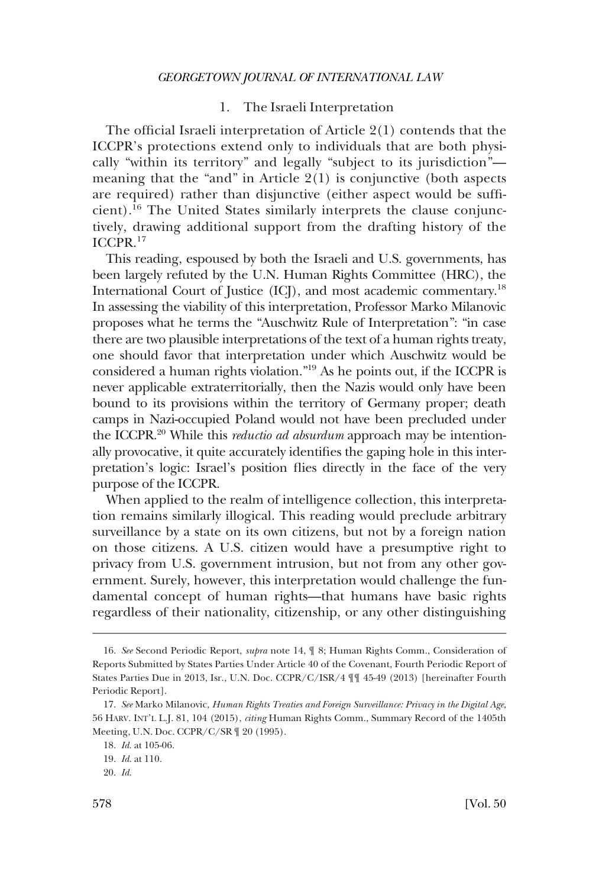### 1. The Israeli Interpretation

The official Israeli interpretation of Article 2(1) contends that the ICCPR's protections extend only to individuals that are both physically "within its territory" and legally "subject to its jurisdiction"—meaning that the "and" in Article 2(1) is conjunctive (both aspects are required) rather than disjunctive (either aspect would be sufficient).[16] The United States similarly interprets the clause conjunctively, drawing additional support from the drafting history of the ICCPR.[17]

This reading, espoused by both the Israeli and U.S. governments, has been largely refuted by the U.N. Human Rights Committee (HRC), the International Court of Justice (ICJ), and most academic commentary.[18] In assessing the viability of this interpretation, Professor Marko Milanovic proposes what he terms the "Auschwitz Rule of Interpretation": "in case there are two plausible interpretations of the text of a human rights treaty, one should favor that interpretation under which Auschwitz would be considered a human rights violation."[19] As he points out, if the ICCPR is never applicable extraterritorially, then the Nazis would only have been bound to its provisions within the territory of Germany proper; death camps in Nazi-occupied Poland would not have been precluded under the ICCPR.[20] While this *reductio ad absurdum* approach may be intentionally provocative, it quite accurately identifies the gaping hole in this interpretation's logic: Israel's position flies directly in the face of the very purpose of the ICCPR.

When applied to the realm of intelligence collection, this interpretation remains similarly illogical. This reading would preclude arbitrary surveillance by a state on its own citizens, but not by a foreign nation on those citizens. A U.S. citizen would have a presumptive right to privacy from U.S. government intrusion, but not from any other government. Surely, however, this interpretation would challenge the fundamental concept of human rights—that humans have basic rights regardless of their nationality, citizenship, or any other distinguishing

---

16. *See* Second Periodic Report, *supra* note 14, ¶ 8; Human Rights Comm., Consideration of Reports Submitted by States Parties Under Article 40 of the Covenant, Fourth Periodic Report of States Parties Due in 2013, Isr., U.N. Doc. CCPR/C/ISR/4 ¶¶ 45-49 (2013) [hereinafter Fourth Periodic Report].

17. *See* Marko Milanovic, *Human Rights Treaties and Foreign Surveillance: Privacy in the Digital Age*, 56 HARV. INT'L L.J. 81, 104 (2015), *citing* Human Rights Comm., Summary Record of the 1405th Meeting, U.N. Doc. CCPR/C/SR ¶ 20 (1995).

18. *Id.* at 105-06.

19. *Id.* at 110.

20. *Id.*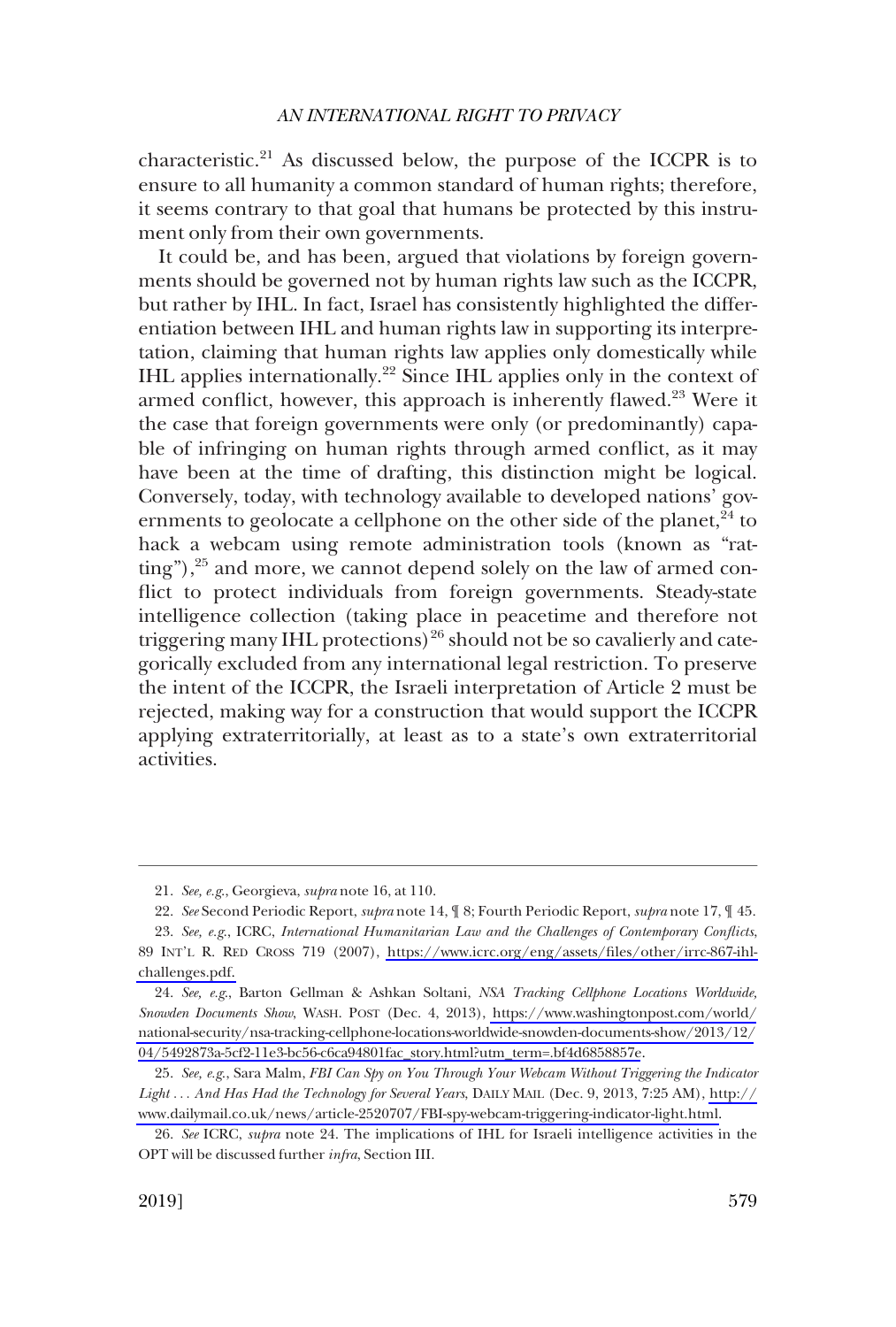characteristic.[21] As discussed below, the purpose of the ICCPR is to ensure to all humanity a common standard of human rights; therefore, it seems contrary to that goal that humans be protected by this instrument only from their own governments.

It could be, and has been, argued that violations by foreign governments should be governed not by human rights law such as the ICCPR, but rather by IHL. In fact, Israel has consistently highlighted the differentiation between IHL and human rights law in supporting its interpretation, claiming that human rights law applies only domestically while IHL applies internationally.[22] Since IHL applies only in the context of armed conflict, however, this approach is inherently flawed.[23] Were it the case that foreign governments were only (or predominantly) capable of infringing on human rights through armed conflict, as it may have been at the time of drafting, this distinction might be logical. Conversely, today, with technology available to developed nations' governments to geolocate a cellphone on the other side of the planet,[24] to hack a webcam using remote administration tools (known as "ratting"),[25] and more, we cannot depend solely on the law of armed conflict to protect individuals from foreign governments. Steady-state intelligence collection (taking place in peacetime and therefore not triggering many IHL protections)[26] should not be so cavalierly and categorically excluded from any international legal restriction. To preserve the intent of the ICCPR, the Israeli interpretation of Article 2 must be rejected, making way for a construction that would support the ICCPR applying extraterritorially, at least as to a state's own extraterritorial activities.

---

21. *See, e.g.*, Georgieva, *supra* note 16, at 110.

22. *See* Second Periodic Report, *supra* note 14, ¶ 8; Fourth Periodic Report, *supra* note 17, ¶ 45.

23. *See, e.g.*, ICRC, *International Humanitarian Law and the Challenges of Contemporary Conflicts*, 89 INT'L R. RED CROSS 719 (2007), https://www.icrc.org/eng/assets/files/other/irrc-867-ihl-challenges.pdf.

24. *See, e.g.*, Barton Gellman & Ashkan Soltani, *NSA Tracking Cellphone Locations Worldwide, Snowden Documents Show*, WASH. POST (Dec. 4, 2013), https://www.washingtonpost.com/world/national-security/nsa-tracking-cellphone-locations-worldwide-snowden-documents-show/2013/12/04/5492873a-5cf2-11e3-bc56-c6ca94801fac_story.html?utm_term=.bf4d6858857e.

25. *See, e.g.*, Sara Malm, *FBI Can Spy on You Through Your Webcam Without Triggering the Indicator Light . . . And Has Had the Technology for Several Years*, DAILY MAIL (Dec. 9, 2013, 7:25 AM), http://www.dailymail.co.uk/news/article-2520707/FBI-spy-webcam-triggering-indicator-light.html.

26. *See* ICRC, *supra* note 24. The implications of IHL for Israeli intelligence activities in the OPT will be discussed further *infra*, Section III.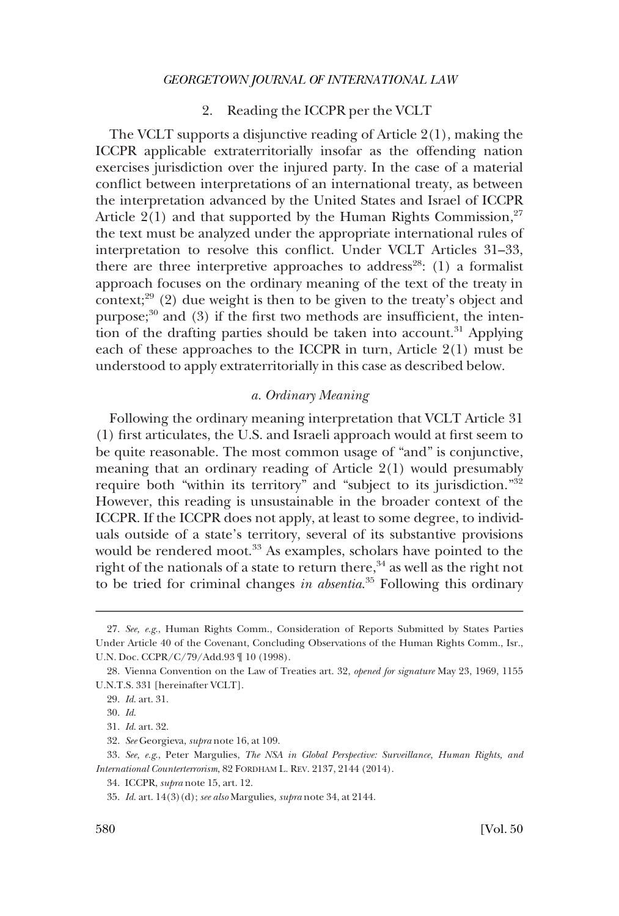### 2. Reading the ICCPR per the VCLT

The VCLT supports a disjunctive reading of Article 2(1), making the ICCPR applicable extraterritorially insofar as the offending nation exercises jurisdiction over the injured party. In the case of a material conflict between interpretations of an international treaty, as between the interpretation advanced by the United States and Israel of ICCPR Article 2(1) and that supported by the Human Rights Commission,[27] the text must be analyzed under the appropriate international rules of interpretation to resolve this conflict. Under VCLT Articles 31–33, there are three interpretive approaches to address[28]: (1) a formalist approach focuses on the ordinary meaning of the text of the treaty in context;[29] (2) due weight is then to be given to the treaty's object and purpose;[30] and (3) if the first two methods are insufficient, the intention of the drafting parties should be taken into account.[31] Applying each of these approaches to the ICCPR in turn, Article 2(1) must be understood to apply extraterritorially in this case as described below.

#### *a. Ordinary Meaning*

Following the ordinary meaning interpretation that VCLT Article 31 (1) first articulates, the U.S. and Israeli approach would at first seem to be quite reasonable. The most common usage of "and" is conjunctive, meaning that an ordinary reading of Article 2(1) would presumably require both "within its territory" and "subject to its jurisdiction."[32] However, this reading is unsustainable in the broader context of the ICCPR. If the ICCPR does not apply, at least to some degree, to individuals outside of a state's territory, several of its substantive provisions would be rendered moot.[33] As examples, scholars have pointed to the right of the nationals of a state to return there,[34] as well as the right not to be tried for criminal changes *in absentia*.[35] Following this ordinary

---

27. *See, e.g.*, Human Rights Comm., Consideration of Reports Submitted by States Parties Under Article 40 of the Covenant, Concluding Observations of the Human Rights Comm., Isr., U.N. Doc. CCPR/C/79/Add.93 ¶ 10 (1998).

28. Vienna Convention on the Law of Treaties art. 32, *opened for signature* May 23, 1969, 1155 U.N.T.S. 331 [hereinafter VCLT].

29. *Id.* art. 31.

30. *Id.*

31. *Id.* art. 32.

32. *See* Georgieva, *supra* note 16, at 109.

33. *See, e.g.*, Peter Margulies, *The NSA in Global Perspective: Surveillance, Human Rights, and International Counterterrorism*, 82 FORDHAM L. REV. 2137, 2144 (2014).

34. ICCPR, *supra* note 15, art. 12.

35. *Id.* art. 14(3)(d); *see also* Margulies, *supra* note 34, at 2144.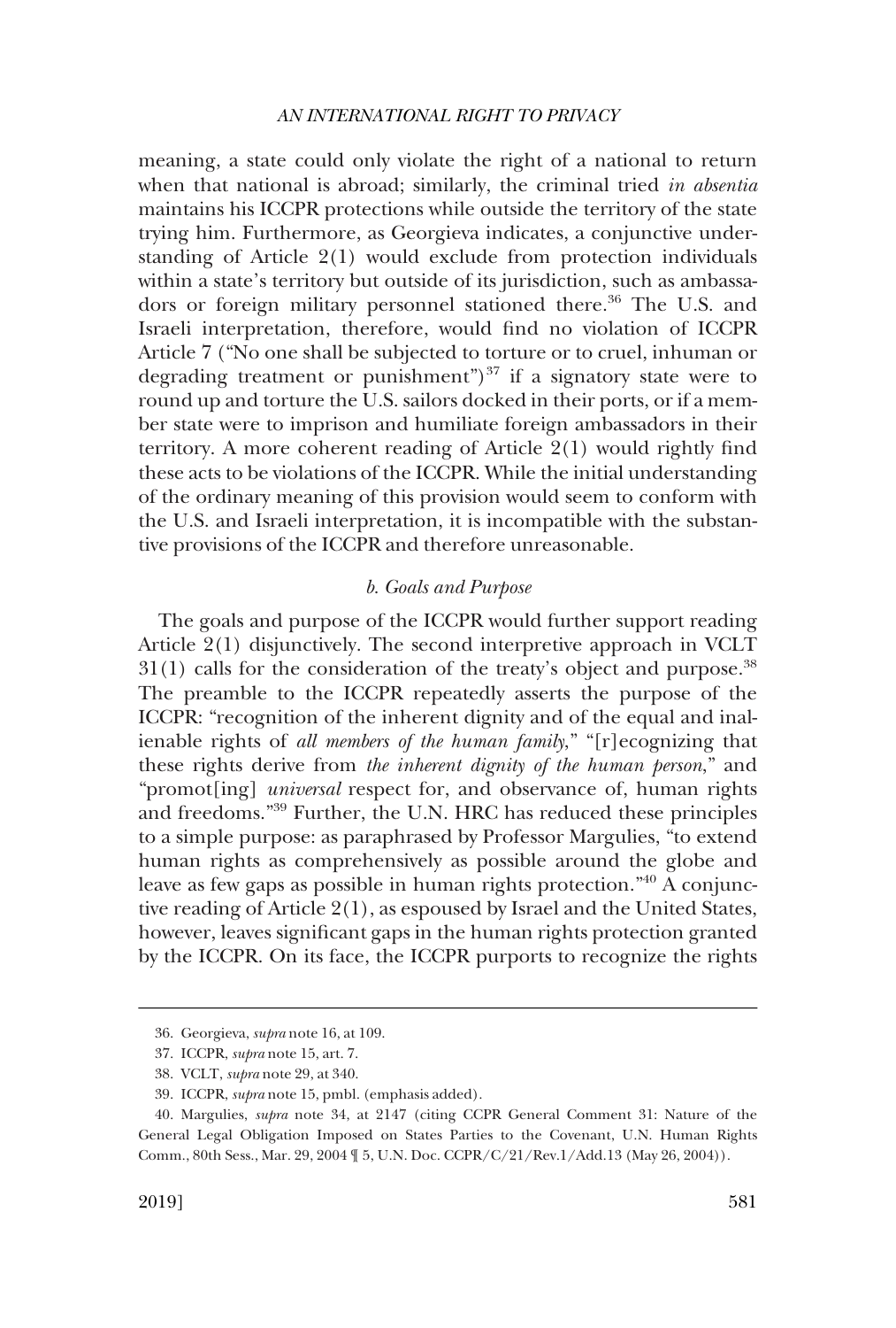meaning, a state could only violate the right of a national to return when that national is abroad; similarly, the criminal tried *in absentia* maintains his ICCPR protections while outside the territory of the state trying him. Furthermore, as Georgieva indicates, a conjunctive understanding of Article 2(1) would exclude from protection individuals within a state's territory but outside of its jurisdiction, such as ambassadors or foreign military personnel stationed there.[36] The U.S. and Israeli interpretation, therefore, would find no violation of ICCPR Article 7 ("No one shall be subjected to torture or to cruel, inhuman or degrading treatment or punishment")[37] if a signatory state were to round up and torture the U.S. sailors docked in their ports, or if a member state were to imprison and humiliate foreign ambassadors in their territory. A more coherent reading of Article 2(1) would rightly find these acts to be violations of the ICCPR. While the initial understanding of the ordinary meaning of this provision would seem to conform with the U.S. and Israeli interpretation, it is incompatible with the substantive provisions of the ICCPR and therefore unreasonable.

#### *b. Goals and Purpose*

The goals and purpose of the ICCPR would further support reading Article 2(1) disjunctively. The second interpretive approach in VCLT 31(1) calls for the consideration of the treaty's object and purpose.[38] The preamble to the ICCPR repeatedly asserts the purpose of the ICCPR: "recognition of the inherent dignity and of the equal and inalienable rights of *all members of the human family*," "[r]ecognizing that these rights derive from *the inherent dignity of the human person*," and "promot[ing] *universal* respect for, and observance of, human rights and freedoms."[39] Further, the U.N. HRC has reduced these principles to a simple purpose: as paraphrased by Professor Margulies, "to extend human rights as comprehensively as possible around the globe and leave as few gaps as possible in human rights protection."[40] A conjunctive reading of Article 2(1), as espoused by Israel and the United States, however, leaves significant gaps in the human rights protection granted by the ICCPR. On its face, the ICCPR purports to recognize the rights

36. Georgieva, *supra* note 16, at 109.

37. ICCPR, *supra* note 15, art. 7.

38. VCLT, *supra* note 29, at 340.

39. ICCPR, *supra* note 15, pmbl. (emphasis added).

40. Margulies, *supra* note 34, at 2147 (citing CCPR General Comment 31: Nature of the General Legal Obligation Imposed on States Parties to the Covenant, U.N. Human Rights Comm., 80th Sess., Mar. 29, 2004 ¶ 5, U.N. Doc. CCPR/C/21/Rev.1/Add.13 (May 26, 2004)).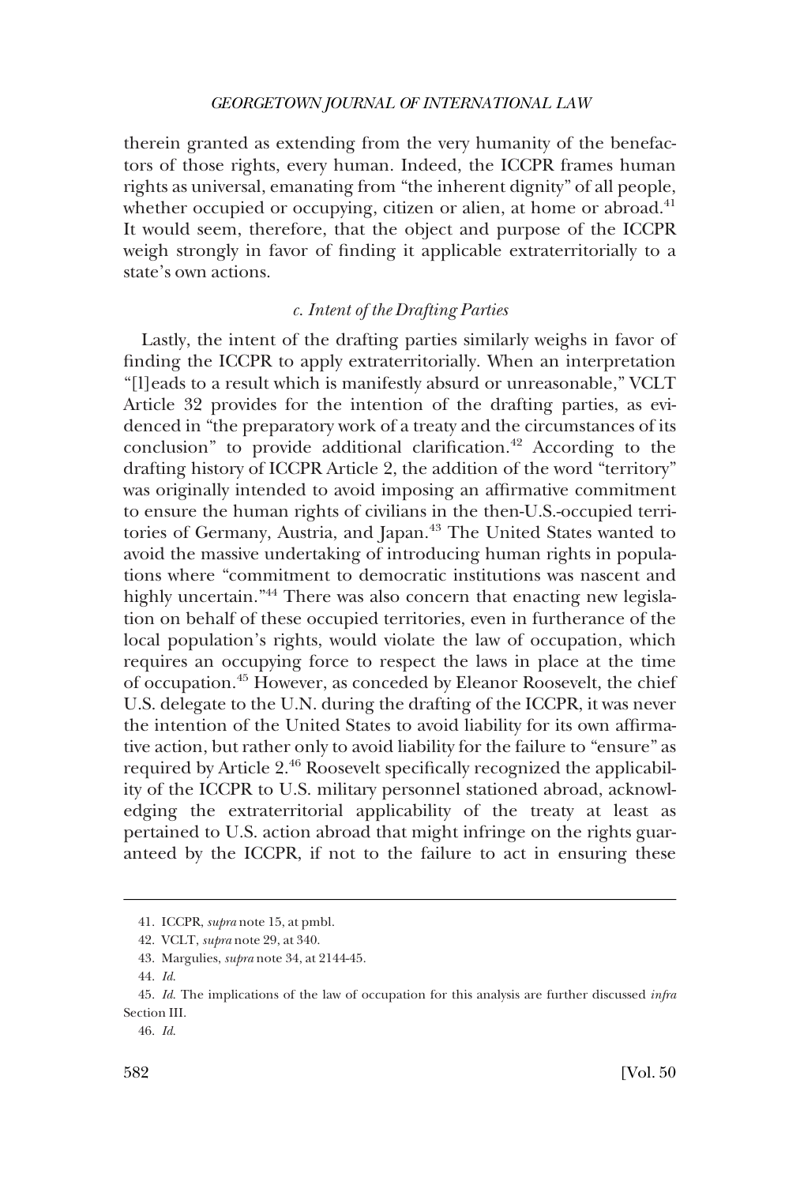therein granted as extending from the very humanity of the benefactors of those rights, every human. Indeed, the ICCPR frames human rights as universal, emanating from "the inherent dignity" of all people, whether occupied or occupying, citizen or alien, at home or abroad.[41] It would seem, therefore, that the object and purpose of the ICCPR weigh strongly in favor of finding it applicable extraterritorially to a state's own actions.

#### *c. Intent of the Drafting Parties*

Lastly, the intent of the drafting parties similarly weighs in favor of finding the ICCPR to apply extraterritorially. When an interpretation "[l]eads to a result which is manifestly absurd or unreasonable," VCLT Article 32 provides for the intention of the drafting parties, as evidenced in "the preparatory work of a treaty and the circumstances of its conclusion" to provide additional clarification.[42] According to the drafting history of ICCPR Article 2, the addition of the word "territory" was originally intended to avoid imposing an affirmative commitment to ensure the human rights of civilians in the then-U.S.-occupied territories of Germany, Austria, and Japan.[43] The United States wanted to avoid the massive undertaking of introducing human rights in populations where "commitment to democratic institutions was nascent and highly uncertain."[44] There was also concern that enacting new legislation on behalf of these occupied territories, even in furtherance of the local population's rights, would violate the law of occupation, which requires an occupying force to respect the laws in place at the time of occupation.[45] However, as conceded by Eleanor Roosevelt, the chief U.S. delegate to the U.N. during the drafting of the ICCPR, it was never the intention of the United States to avoid liability for its own affirmative action, but rather only to avoid liability for the failure to "ensure" as required by Article 2.[46] Roosevelt specifically recognized the applicability of the ICCPR to U.S. military personnel stationed abroad, acknowledging the extraterritorial applicability of the treaty at least as pertained to U.S. action abroad that might infringe on the rights guaranteed by the ICCPR, if not to the failure to act in ensuring these

---

41. ICCPR, *supra* note 15, at pmbl.

42. VCLT, *supra* note 29, at 340.

43. Margulies, *supra* note 34, at 2144-45.

44. *Id.*

45. *Id.* The implications of the law of occupation for this analysis are further discussed *infra* Section III.

46. *Id.*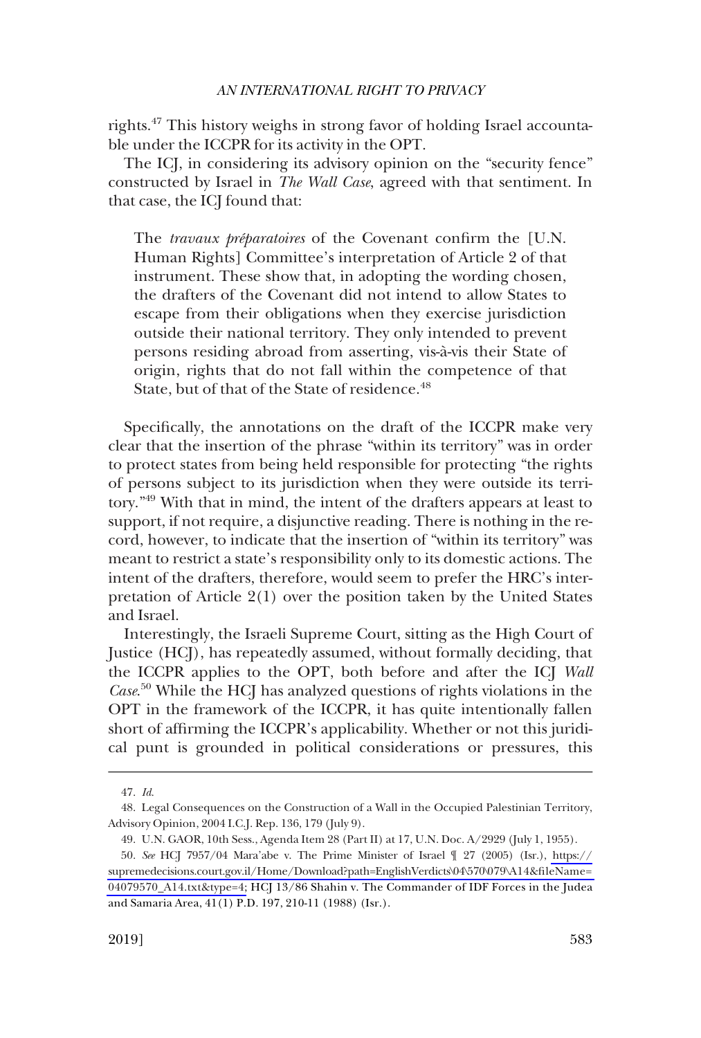rights.[47] This history weighs in strong favor of holding Israel accountable under the ICCPR for its activity in the OPT.

The ICJ, in considering its advisory opinion on the "security fence" constructed by Israel in *The Wall Case*, agreed with that sentiment. In that case, the ICJ found that:

> The *travaux préparatoires* of the Covenant confirm the [U.N. Human Rights] Committee's interpretation of Article 2 of that instrument. These show that, in adopting the wording chosen, the drafters of the Covenant did not intend to allow States to escape from their obligations when they exercise jurisdiction outside their national territory. They only intended to prevent persons residing abroad from asserting, vis-à-vis their State of origin, rights that do not fall within the competence of that State, but of that of the State of residence.[48]

Specifically, the annotations on the draft of the ICCPR make very clear that the insertion of the phrase "within its territory" was in order to protect states from being held responsible for protecting "the rights of persons subject to its jurisdiction when they were outside its territory."[49] With that in mind, the intent of the drafters appears at least to support, if not require, a disjunctive reading. There is nothing in the record, however, to indicate that the insertion of "within its territory" was meant to restrict a state's responsibility only to its domestic actions. The intent of the drafters, therefore, would seem to prefer the HRC's interpretation of Article 2(1) over the position taken by the United States and Israel.

Interestingly, the Israeli Supreme Court, sitting as the High Court of Justice (HCJ), has repeatedly assumed, without formally deciding, that the ICCPR applies to the OPT, both before and after the ICJ *Wall Case*.[50] While the HCJ has analyzed questions of rights violations in the OPT in the framework of the ICCPR, it has quite intentionally fallen short of affirming the ICCPR's applicability. Whether or not this juridical punt is grounded in political considerations or pressures, this

---

47. *Id.*

48. Legal Consequences on the Construction of a Wall in the Occupied Palestinian Territory, Advisory Opinion, 2004 I.C.J. Rep. 136, 179 (July 9).

49. U.N. GAOR, 10th Sess., Agenda Item 28 (Part II) at 17, U.N. Doc. A/2929 (July 1, 1955).

50. *See* HCJ 7957/04 Mara'abe v. The Prime Minister of Israel ¶ 27 (2005) (Isr.), https://supremedecisions.court.gov.il/Home/Download?path=EnglishVerdicts\04\570\079\A14&fileName=04079570_A14.txt&type=4; HCJ 13/86 Shahin v. The Commander of IDF Forces in the Judea and Samaria Area, 41(1) P.D. 197, 210-11 (1988) (Isr.).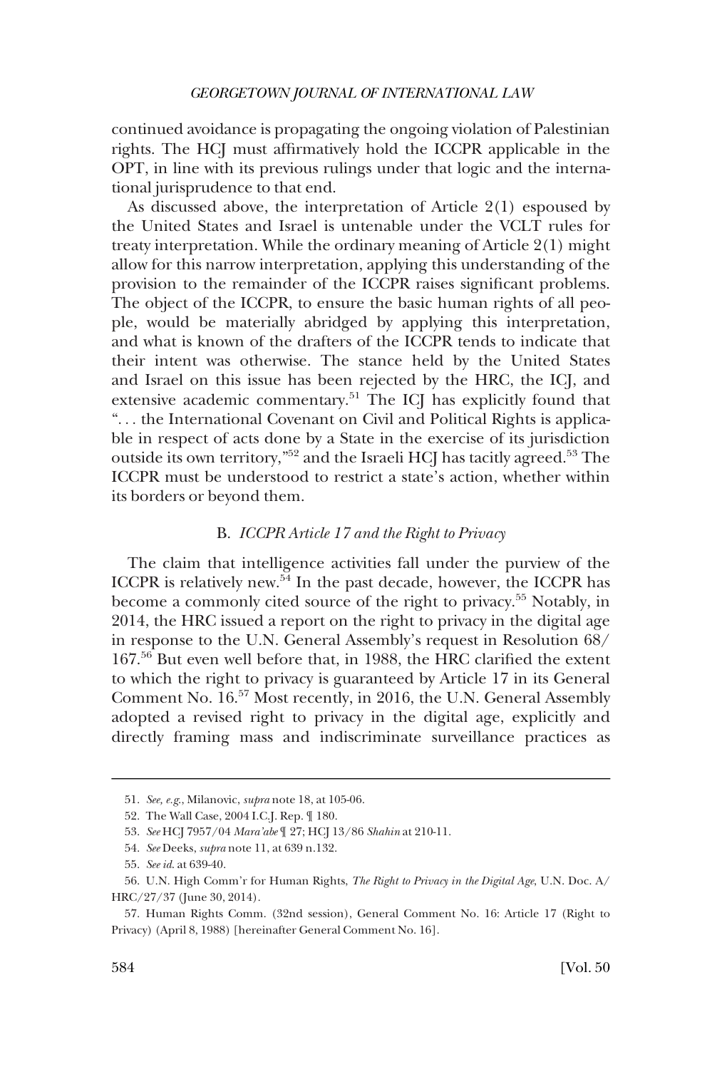continued avoidance is propagating the ongoing violation of Palestinian rights. The HCJ must affirmatively hold the ICCPR applicable in the OPT, in line with its previous rulings under that logic and the international jurisprudence to that end.

As discussed above, the interpretation of Article 2(1) espoused by the United States and Israel is untenable under the VCLT rules for treaty interpretation. While the ordinary meaning of Article 2(1) might allow for this narrow interpretation, applying this understanding of the provision to the remainder of the ICCPR raises significant problems. The object of the ICCPR, to ensure the basic human rights of all people, would be materially abridged by applying this interpretation, and what is known of the drafters of the ICCPR tends to indicate that their intent was otherwise. The stance held by the United States and Israel on this issue has been rejected by the HRC, the ICJ, and extensive academic commentary.[51] The ICJ has explicitly found that ". . . the International Covenant on Civil and Political Rights is applicable in respect of acts done by a State in the exercise of its jurisdiction outside its own territory,"[52] and the Israeli HCJ has tacitly agreed.[53] The ICCPR must be understood to restrict a state's action, whether within its borders or beyond them.

### B. *ICCPR Article 17 and the Right to Privacy*

The claim that intelligence activities fall under the purview of the ICCPR is relatively new.[54] In the past decade, however, the ICCPR has become a commonly cited source of the right to privacy.[55] Notably, in 2014, the HRC issued a report on the right to privacy in the digital age in response to the U.N. General Assembly's request in Resolution 68/167.[56] But even well before that, in 1988, the HRC clarified the extent to which the right to privacy is guaranteed by Article 17 in its General Comment No. 16.[57] Most recently, in 2016, the U.N. General Assembly adopted a revised right to privacy in the digital age, explicitly and directly framing mass and indiscriminate surveillance practices as

---

51. *See, e.g.*, Milanovic, *supra* note 18, at 105-06.

52. The Wall Case, 2004 I.C.J. Rep. ¶ 180.

53. *See* HCJ 7957/04 *Mara'abe* ¶ 27; HCJ 13/86 *Shahin* at 210-11.

54. *See* Deeks, *supra* note 11, at 639 n.132.

55. *See id.* at 639-40.

56. U.N. High Comm'r for Human Rights, *The Right to Privacy in the Digital Age*, U.N. Doc. A/HRC/27/37 (June 30, 2014).

57. Human Rights Comm. (32nd session), General Comment No. 16: Article 17 (Right to Privacy) (April 8, 1988) [hereinafter General Comment No. 16].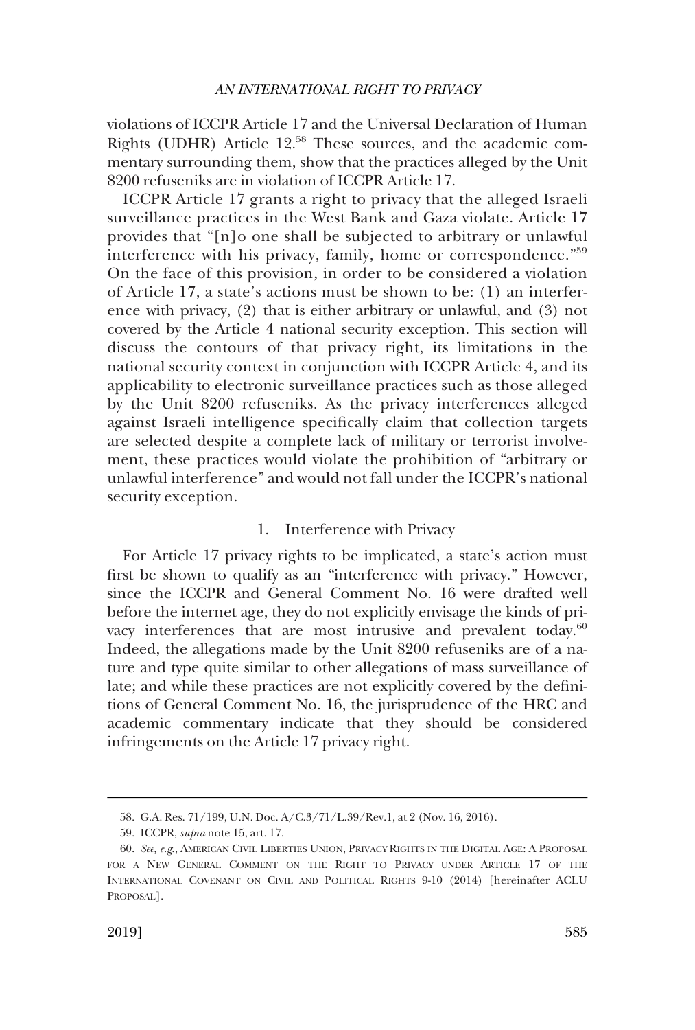violations of ICCPR Article 17 and the Universal Declaration of Human Rights (UDHR) Article 12.[58] These sources, and the academic commentary surrounding them, show that the practices alleged by the Unit 8200 refuseniks are in violation of ICCPR Article 17.

ICCPR Article 17 grants a right to privacy that the alleged Israeli surveillance practices in the West Bank and Gaza violate. Article 17 provides that "[n]o one shall be subjected to arbitrary or unlawful interference with his privacy, family, home or correspondence."[59] On the face of this provision, in order to be considered a violation of Article 17, a state's actions must be shown to be: (1) an interference with privacy, (2) that is either arbitrary or unlawful, and (3) not covered by the Article 4 national security exception. This section will discuss the contours of that privacy right, its limitations in the national security context in conjunction with ICCPR Article 4, and its applicability to electronic surveillance practices such as those alleged by the Unit 8200 refuseniks. As the privacy interferences alleged against Israeli intelligence specifically claim that collection targets are selected despite a complete lack of military or terrorist involvement, these practices would violate the prohibition of "arbitrary or unlawful interference" and would not fall under the ICCPR's national security exception.

### 1. Interference with Privacy

For Article 17 privacy rights to be implicated, a state's action must first be shown to qualify as an "interference with privacy." However, since the ICCPR and General Comment No. 16 were drafted well before the internet age, they do not explicitly envisage the kinds of privacy interferences that are most intrusive and prevalent today.[60] Indeed, the allegations made by the Unit 8200 refuseniks are of a nature and type quite similar to other allegations of mass surveillance of late; and while these practices are not explicitly covered by the definitions of General Comment No. 16, the jurisprudence of the HRC and academic commentary indicate that they should be considered infringements on the Article 17 privacy right.

---

58. G.A. Res. 71/199, U.N. Doc. A/C.3/71/L.39/Rev.1, at 2 (Nov. 16, 2016).

59. ICCPR, *supra* note 15, art. 17.

60. *See, e.g.*, AMERICAN CIVIL LIBERTIES UNION, PRIVACY RIGHTS IN THE DIGITAL AGE: A PROPOSAL FOR A NEW GENERAL COMMENT ON THE RIGHT TO PRIVACY UNDER ARTICLE 17 OF THE INTERNATIONAL COVENANT ON CIVIL AND POLITICAL RIGHTS 9-10 (2014) [hereinafter ACLU PROPOSAL].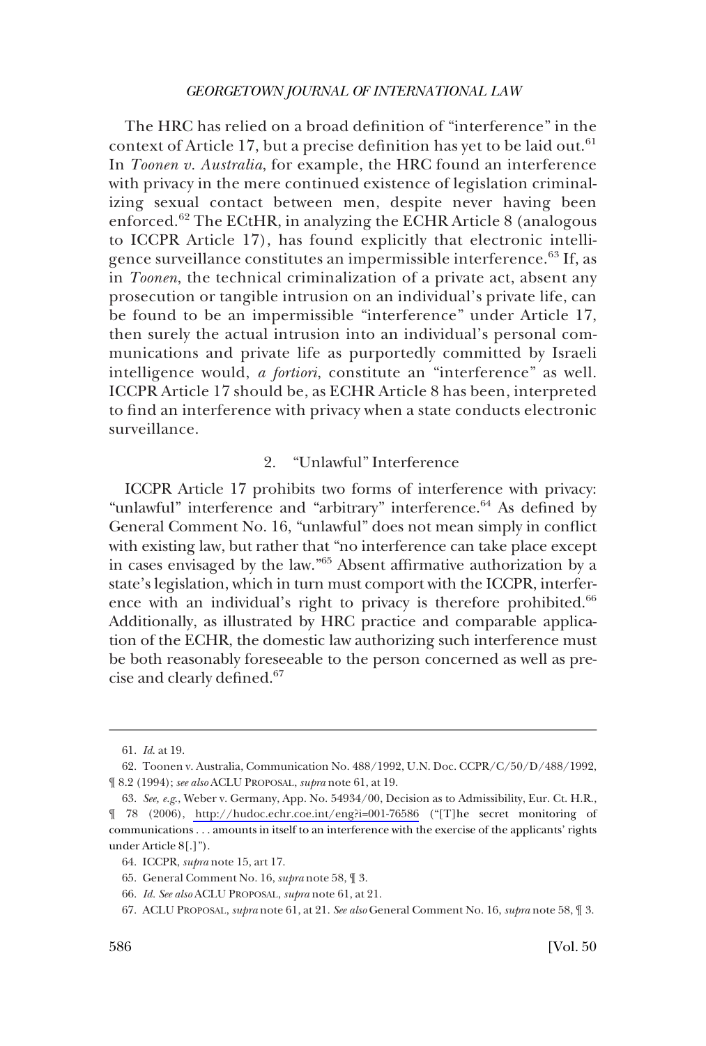The HRC has relied on a broad definition of "interference" in the context of Article 17, but a precise definition has yet to be laid out.[61] In *Toonen v. Australia*, for example, the HRC found an interference with privacy in the mere continued existence of legislation criminalizing sexual contact between men, despite never having been enforced.[62] The ECtHR, in analyzing the ECHR Article 8 (analogous to ICCPR Article 17), has found explicitly that electronic intelligence surveillance constitutes an impermissible interference.[63] If, as in *Toonen*, the technical criminalization of a private act, absent any prosecution or tangible intrusion on an individual's private life, can be found to be an impermissible "interference" under Article 17, then surely the actual intrusion into an individual's personal communications and private life as purportedly committed by Israeli intelligence would, *a fortiori*, constitute an "interference" as well. ICCPR Article 17 should be, as ECHR Article 8 has been, interpreted to find an interference with privacy when a state conducts electronic surveillance.

### 2. "Unlawful" Interference

ICCPR Article 17 prohibits two forms of interference with privacy: "unlawful" interference and "arbitrary" interference.[64] As defined by General Comment No. 16, "unlawful" does not mean simply in conflict with existing law, but rather that "no interference can take place except in cases envisaged by the law."[65] Absent affirmative authorization by a state's legislation, which in turn must comport with the ICCPR, interference with an individual's right to privacy is therefore prohibited.[66] Additionally, as illustrated by HRC practice and comparable application of the ECHR, the domestic law authorizing such interference must be both reasonably foreseeable to the person concerned as well as precise and clearly defined.[67]

---

61. *Id.* at 19.

62. Toonen v. Australia, Communication No. 488/1992, U.N. Doc. CCPR/C/50/D/488/1992, ¶ 8.2 (1994); *see also* ACLU PROPOSAL, *supra* note 61, at 19.

63. *See, e.g.*, Weber v. Germany, App. No. 54934/00, Decision as to Admissibility, Eur. Ct. H.R., ¶ 78 (2006), http://hudoc.echr.coe.int/eng?i=001-76586 ("[T]he secret monitoring of communications . . . amounts in itself to an interference with the exercise of the applicants' rights under Article 8[.]").

64. ICCPR, *supra* note 15, art 17.

65. General Comment No. 16, *supra* note 58, ¶ 3.

66. *Id. See also* ACLU PROPOSAL, *supra* note 61, at 21.

67. ACLU PROPOSAL, *supra* note 61, at 21. *See also* General Comment No. 16, *supra* note 58, ¶ 3.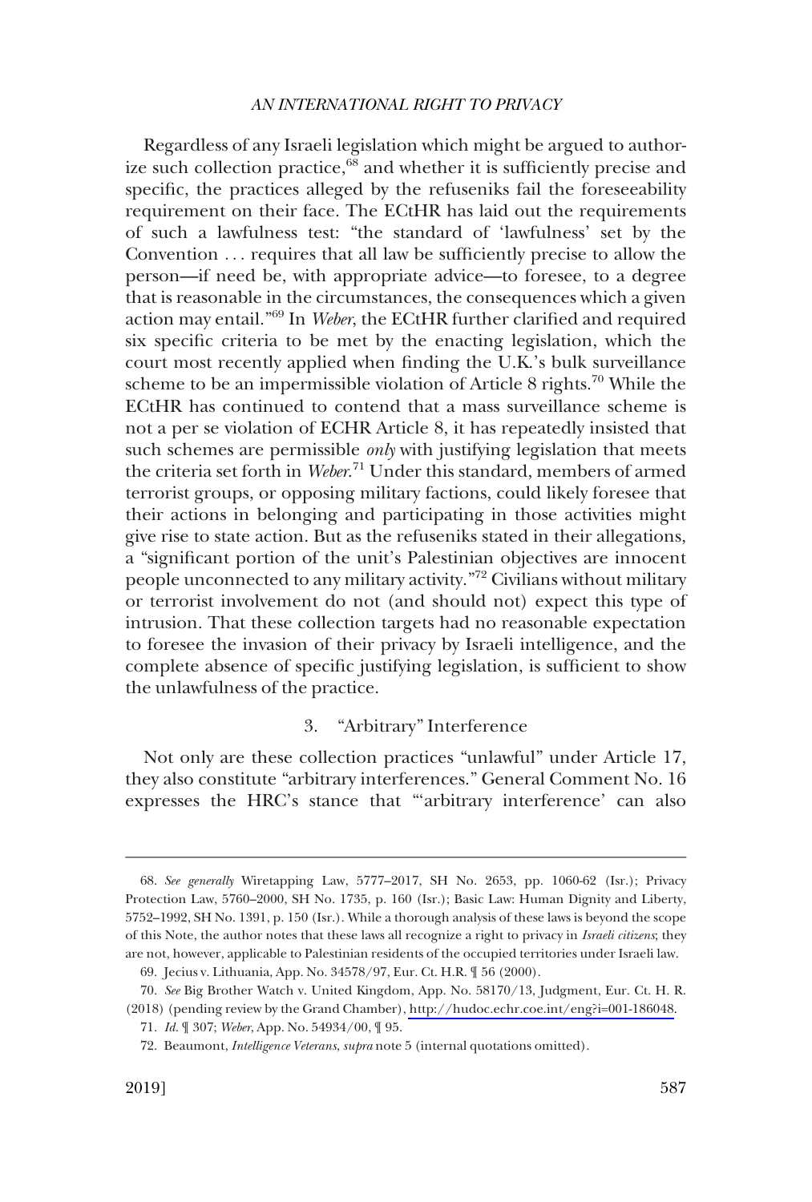Regardless of any Israeli legislation which might be argued to authorize such collection practice,[68] and whether it is sufficiently precise and specific, the practices alleged by the refuseniks fail the foreseeability requirement on their face. The ECtHR has laid out the requirements of such a lawfulness test: "the standard of 'lawfulness' set by the Convention . . . requires that all law be sufficiently precise to allow the person—if need be, with appropriate advice—to foresee, to a degree that is reasonable in the circumstances, the consequences which a given action may entail."[69] In *Weber*, the ECtHR further clarified and required six specific criteria to be met by the enacting legislation, which the court most recently applied when finding the U.K.'s bulk surveillance scheme to be an impermissible violation of Article 8 rights.[70] While the ECtHR has continued to contend that a mass surveillance scheme is not a per se violation of ECHR Article 8, it has repeatedly insisted that such schemes are permissible *only* with justifying legislation that meets the criteria set forth in *Weber*.[71] Under this standard, members of armed terrorist groups, or opposing military factions, could likely foresee that their actions in belonging and participating in those activities might give rise to state action. But as the refuseniks stated in their allegations, a "significant portion of the unit's Palestinian objectives are innocent people unconnected to any military activity."[72] Civilians without military or terrorist involvement do not (and should not) expect this type of intrusion. That these collection targets had no reasonable expectation to foresee the invasion of their privacy by Israeli intelligence, and the complete absence of specific justifying legislation, is sufficient to show the unlawfulness of the practice.

### 3. "Arbitrary" Interference

Not only are these collection practices "unlawful" under Article 17, they also constitute "arbitrary interferences." General Comment No. 16 expresses the HRC's stance that "'arbitrary interference' can also

---

68. *See generally* Wiretapping Law, 5777–2017, SH No. 2653, pp. 1060-62 (Isr.); Privacy Protection Law, 5760–2000, SH No. 1735, p. 160 (Isr.); Basic Law: Human Dignity and Liberty, 5752–1992, SH No. 1391, p. 150 (Isr.). While a thorough analysis of these laws is beyond the scope of this Note, the author notes that these laws all recognize a right to privacy in *Israeli citizens*; they are not, however, applicable to Palestinian residents of the occupied territories under Israeli law.

69. Jecius v. Lithuania, App. No. 34578/97, Eur. Ct. H.R. ¶ 56 (2000).

70. *See* Big Brother Watch v. United Kingdom, App. No. 58170/13, Judgment, Eur. Ct. H. R. (2018) (pending review by the Grand Chamber), http://hudoc.echr.coe.int/eng?i=001-186048.

71. *Id.* ¶ 307; *Weber*, App. No. 54934/00, ¶ 95.

72. Beaumont, *Intelligence Veterans*, *supra* note 5 (internal quotations omitted).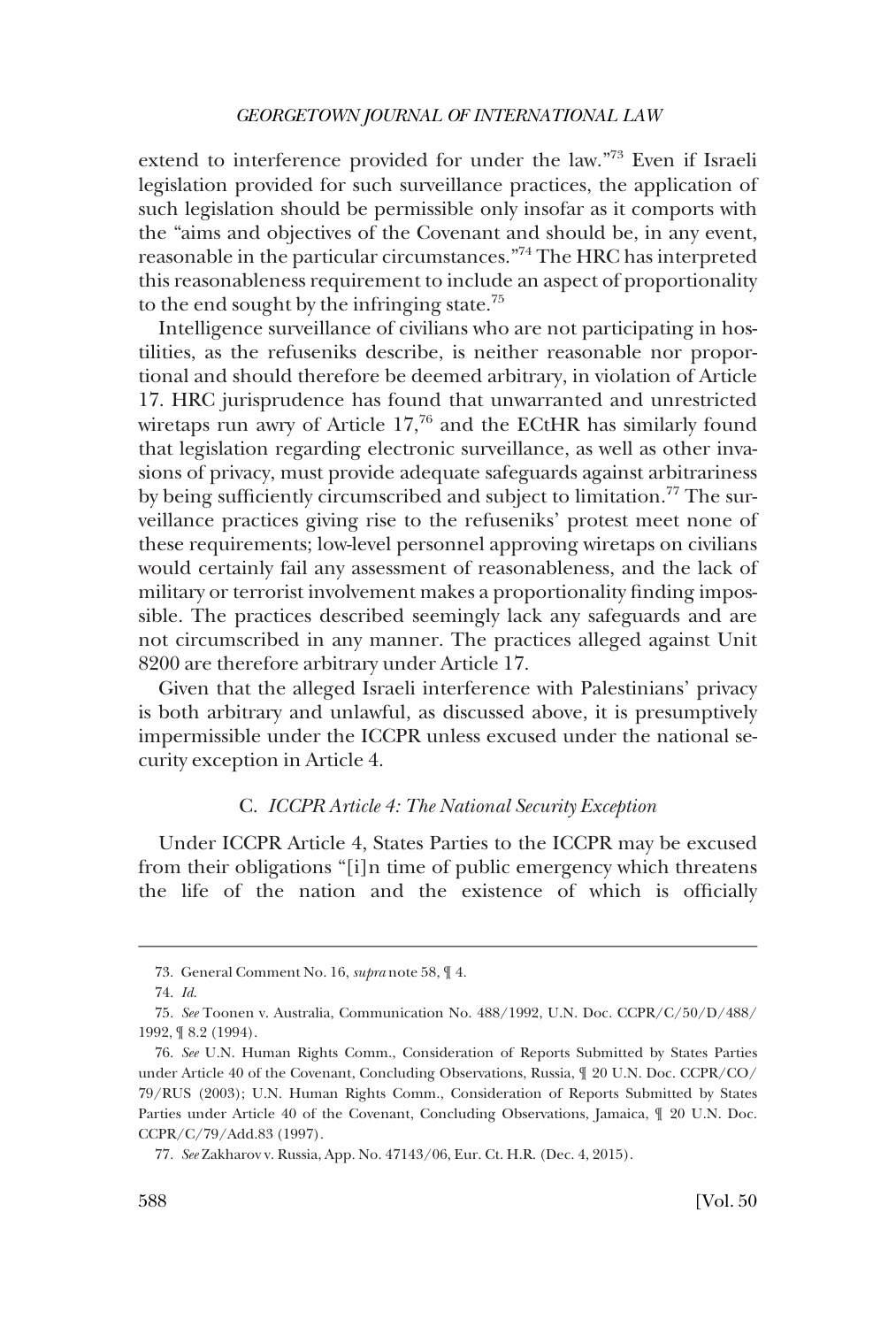extend to interference provided for under the law."[73] Even if Israeli legislation provided for such surveillance practices, the application of such legislation should be permissible only insofar as it comports with the "aims and objectives of the Covenant and should be, in any event, reasonable in the particular circumstances."[74] The HRC has interpreted this reasonableness requirement to include an aspect of proportionality to the end sought by the infringing state.[75]

Intelligence surveillance of civilians who are not participating in hostilities, as the refuseniks describe, is neither reasonable nor proportional and should therefore be deemed arbitrary, in violation of Article 17. HRC jurisprudence has found that unwarranted and unrestricted wiretaps run awry of Article 17,[76] and the ECtHR has similarly found that legislation regarding electronic surveillance, as well as other invasions of privacy, must provide adequate safeguards against arbitrariness by being sufficiently circumscribed and subject to limitation.[77] The surveillance practices giving rise to the refuseniks' protest meet none of these requirements; low-level personnel approving wiretaps on civilians would certainly fail any assessment of reasonableness, and the lack of military or terrorist involvement makes a proportionality finding impossible. The practices described seemingly lack any safeguards and are not circumscribed in any manner. The practices alleged against Unit 8200 are therefore arbitrary under Article 17.

Given that the alleged Israeli interference with Palestinians' privacy is both arbitrary and unlawful, as discussed above, it is presumptively impermissible under the ICCPR unless excused under the national security exception in Article 4.

### C. *ICCPR Article 4: The National Security Exception*

Under ICCPR Article 4, States Parties to the ICCPR may be excused from their obligations "[i]n time of public emergency which threatens the life of the nation and the existence of which is officially

---

73. General Comment No. 16, *supra* note 58, ¶ 4.

74. *Id.*

75. *See* Toonen v. Australia, Communication No. 488/1992, U.N. Doc. CCPR/C/50/D/488/1992, ¶ 8.2 (1994).

76. *See* U.N. Human Rights Comm., Consideration of Reports Submitted by States Parties under Article 40 of the Covenant, Concluding Observations, Russia, ¶ 20 U.N. Doc. CCPR/CO/79/RUS (2003); U.N. Human Rights Comm., Consideration of Reports Submitted by States Parties under Article 40 of the Covenant, Concluding Observations, Jamaica, ¶ 20 U.N. Doc. CCPR/C/79/Add.83 (1997).

77. *See* Zakharov v. Russia, App. No. 47143/06, Eur. Ct. H.R. (Dec. 4, 2015).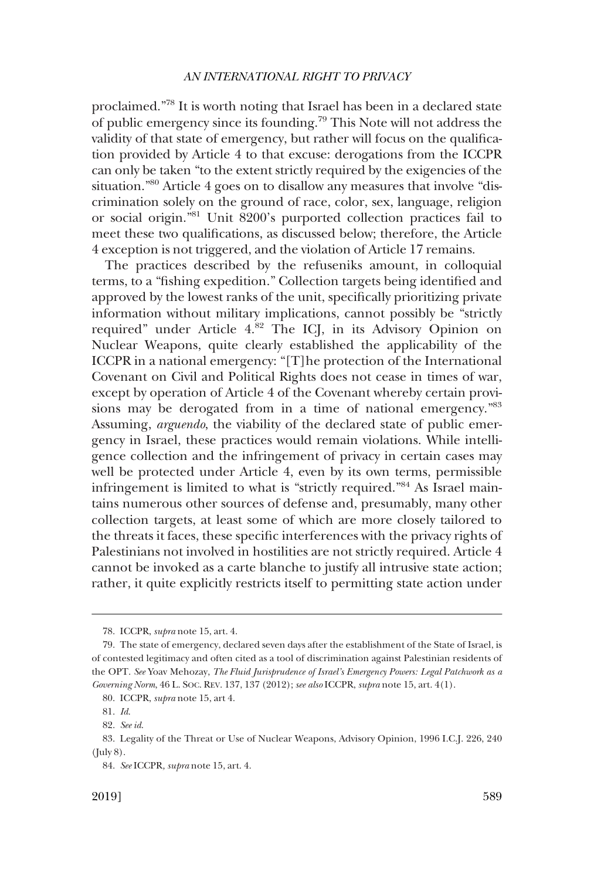proclaimed."[78] It is worth noting that Israel has been in a declared state of public emergency since its founding.[79] This Note will not address the validity of that state of emergency, but rather will focus on the qualification provided by Article 4 to that excuse: derogations from the ICCPR can only be taken "to the extent strictly required by the exigencies of the situation."[80] Article 4 goes on to disallow any measures that involve "discrimination solely on the ground of race, color, sex, language, religion or social origin."[81] Unit 8200's purported collection practices fail to meet these two qualifications, as discussed below; therefore, the Article 4 exception is not triggered, and the violation of Article 17 remains.

The practices described by the refuseniks amount, in colloquial terms, to a "fishing expedition." Collection targets being identified and approved by the lowest ranks of the unit, specifically prioritizing private information without military implications, cannot possibly be "strictly required" under Article 4.[82] The ICJ, in its Advisory Opinion on Nuclear Weapons, quite clearly established the applicability of the ICCPR in a national emergency: "[T]he protection of the International Covenant on Civil and Political Rights does not cease in times of war, except by operation of Article 4 of the Covenant whereby certain provisions may be derogated from in a time of national emergency."[83] Assuming, *arguendo*, the viability of the declared state of public emergency in Israel, these practices would remain violations. While intelligence collection and the infringement of privacy in certain cases may well be protected under Article 4, even by its own terms, permissible infringement is limited to what is "strictly required."[84] As Israel maintains numerous other sources of defense and, presumably, many other collection targets, at least some of which are more closely tailored to the threats it faces, these specific interferences with the privacy rights of Palestinians not involved in hostilities are not strictly required. Article 4 cannot be invoked as a carte blanche to justify all intrusive state action; rather, it quite explicitly restricts itself to permitting state action under

---

78. ICCPR, *supra* note 15, art. 4.

79. The state of emergency, declared seven days after the establishment of the State of Israel, is of contested legitimacy and often cited as a tool of discrimination against Palestinian residents of the OPT. *See* Yoav Mehozay, *The Fluid Jurisprudence of Israel's Emergency Powers: Legal Patchwork as a Governing Norm*, 46 L. SOC. REV. 137, 137 (2012); *see also* ICCPR, *supra* note 15, art. 4(1).

80. ICCPR, *supra* note 15, art 4.

81. *Id.*

82. *See id.*

83. Legality of the Threat or Use of Nuclear Weapons, Advisory Opinion, 1996 I.C.J. 226, 240 (July 8).

84. *See* ICCPR, *supra* note 15, art. 4.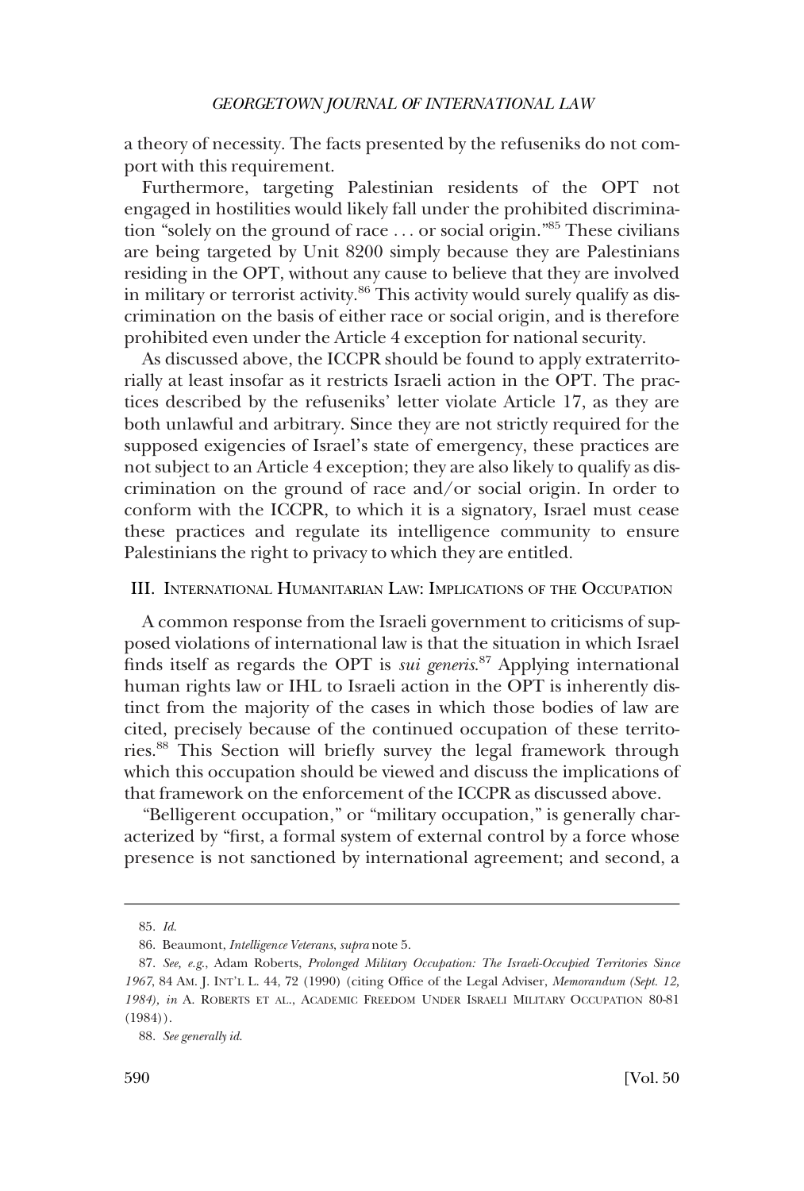a theory of necessity. The facts presented by the refuseniks do not comport with this requirement.

Furthermore, targeting Palestinian residents of the OPT not engaged in hostilities would likely fall under the prohibited discrimination "solely on the ground of race . . . or social origin."[85] These civilians are being targeted by Unit 8200 simply because they are Palestinians residing in the OPT, without any cause to believe that they are involved in military or terrorist activity.[86] This activity would surely qualify as discrimination on the basis of either race or social origin, and is therefore prohibited even under the Article 4 exception for national security.

As discussed above, the ICCPR should be found to apply extraterritorially at least insofar as it restricts Israeli action in the OPT. The practices described by the refuseniks' letter violate Article 17, as they are both unlawful and arbitrary. Since they are not strictly required for the supposed exigencies of Israel's state of emergency, these practices are not subject to an Article 4 exception; they are also likely to qualify as discrimination on the ground of race and/or social origin. In order to conform with the ICCPR, to which it is a signatory, Israel must cease these practices and regulate its intelligence community to ensure Palestinians the right to privacy to which they are entitled.

## III. International Humanitarian Law: Implications of the Occupation

A common response from the Israeli government to criticisms of supposed violations of international law is that the situation in which Israel finds itself as regards the OPT is *sui generis*.[87] Applying international human rights law or IHL to Israeli action in the OPT is inherently distinct from the majority of the cases in which those bodies of law are cited, precisely because of the continued occupation of these territories.[88] This Section will briefly survey the legal framework through which this occupation should be viewed and discuss the implications of that framework on the enforcement of the ICCPR as discussed above.

"Belligerent occupation," or "military occupation," is generally characterized by "first, a formal system of external control by a force whose presence is not sanctioned by international agreement; and second, a

---

85. *Id.*

86. Beaumont, *Intelligence Veterans*, *supra* note 5.

87. *See, e.g.*, Adam Roberts, *Prolonged Military Occupation: The Israeli-Occupied Territories Since 1967*, 84 AM. J. INT'L L. 44, 72 (1990) (citing Office of the Legal Adviser, *Memorandum (Sept. 12, 1984), in* A. ROBERTS ET AL., ACADEMIC FREEDOM UNDER ISRAELI MILITARY OCCUPATION 80-81 (1984)).

88. *See generally id.*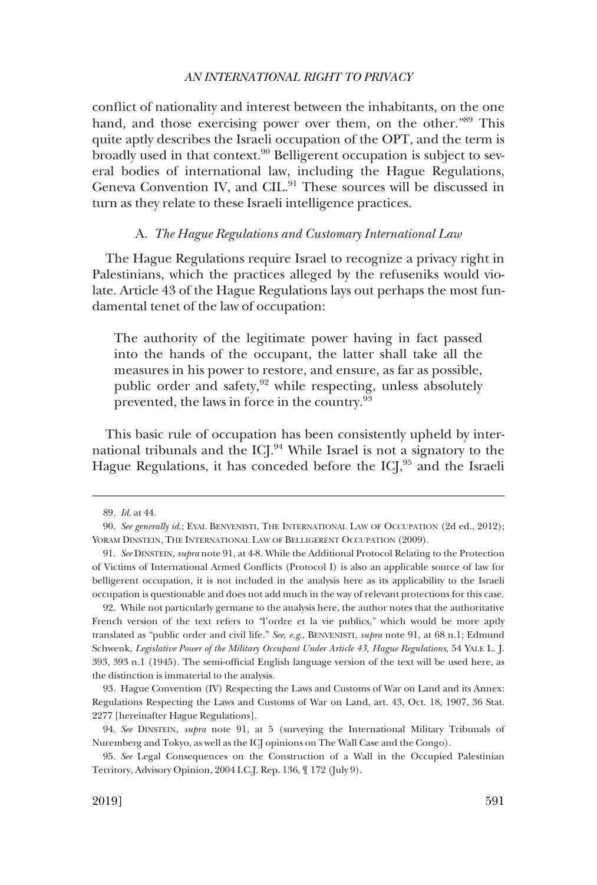conflict of nationality and interest between the inhabitants, on the one hand, and those exercising power over them, on the other."[89] This quite aptly describes the Israeli occupation of the OPT, and the term is broadly used in that context.[90] Belligerent occupation is subject to several bodies of international law, including the Hague Regulations, Geneva Convention IV, and CIL.[91] These sources will be discussed in turn as they relate to these Israeli intelligence practices.

### A. *The Hague Regulations and Customary International Law*

The Hague Regulations require Israel to recognize a privacy right in Palestinians, which the practices alleged by the refuseniks would violate. Article 43 of the Hague Regulations lays out perhaps the most fundamental tenet of the law of occupation:

> The authority of the legitimate power having in fact passed into the hands of the occupant, the latter shall take all the measures in his power to restore, and ensure, as far as possible, public order and safety,[92] while respecting, unless absolutely prevented, the laws in force in the country.[93]

This basic rule of occupation has been consistently upheld by international tribunals and the ICJ.[94] While Israel is not a signatory to the Hague Regulations, it has conceded before the ICJ,[95] and the Israeli

---

89. *Id.* at 44.

90. *See generally id.*; EYAL BENVENISTI, THE INTERNATIONAL LAW OF OCCUPATION (2d ed., 2012); YORAM DINSTEIN, THE INTERNATIONAL LAW OF BELLIGERENT OCCUPATION (2009).

91. *See* DINSTEIN, *supra* note 91, at 4-8. While the Additional Protocol Relating to the Protection of Victims of International Armed Conflicts (Protocol I) is also an applicable source of law for belligerent occupation, it is not included in the analysis here as its applicability to the Israeli occupation is questionable and does not add much in the way of relevant protections for this case.

92. While not particularly germane to the analysis here, the author notes that the authoritative French version of the text refers to "l'ordre et la vie publics," which would be more aptly translated as "public order and civil life." *See, e.g.*, BENVENISTI, *supra* note 91, at 68 n.1; Edmund Schwenk, *Legislative Power of the Military Occupant Under Article 43, Hague Regulations*, 54 YALE L. J. 393, 393 n.1 (1945). The semi-official English language version of the text will be used here, as the distinction is immaterial to the analysis.

93. Hague Convention (IV) Respecting the Laws and Customs of War on Land and its Annex: Regulations Respecting the Laws and Customs of War on Land, art. 43, Oct. 18, 1907, 36 Stat. 2277 [hereinafter Hague Regulations].

94. *See* DINSTEIN, *supra* note 91, at 5 (surveying the International Military Tribunals of Nuremberg and Tokyo, as well as the ICJ opinions on The Wall Case and the Congo).

95. *See* Legal Consequences on the Construction of a Wall in the Occupied Palestinian Territory, Advisory Opinion, 2004 I.C.J. Rep. 136, ¶ 172 (July 9).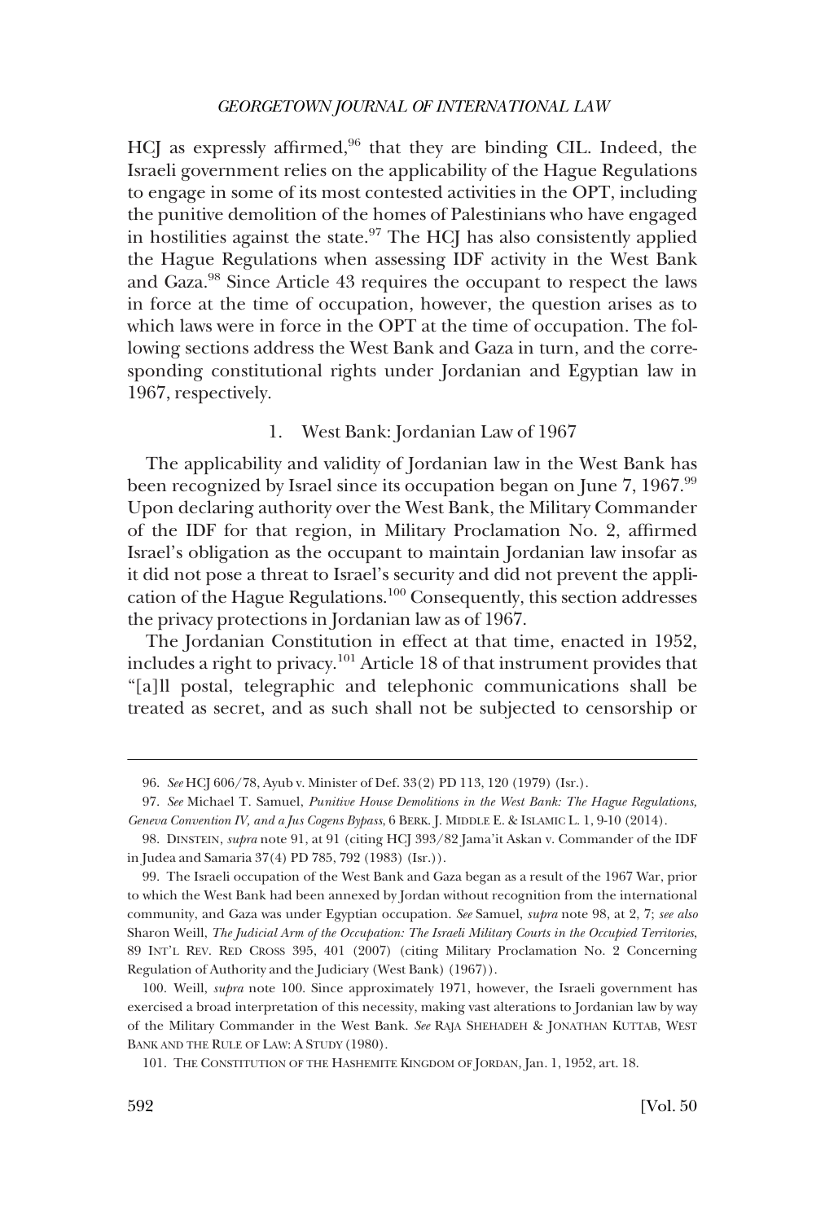HCJ as expressly affirmed,[96] that they are binding CIL. Indeed, the Israeli government relies on the applicability of the Hague Regulations to engage in some of its most contested activities in the OPT, including the punitive demolition of the homes of Palestinians who have engaged in hostilities against the state.[97] The HCJ has also consistently applied the Hague Regulations when assessing IDF activity in the West Bank and Gaza.[98] Since Article 43 requires the occupant to respect the laws in force at the time of occupation, however, the question arises as to which laws were in force in the OPT at the time of occupation. The following sections address the West Bank and Gaza in turn, and the corresponding constitutional rights under Jordanian and Egyptian law in 1967, respectively.

### 1. West Bank: Jordanian Law of 1967

The applicability and validity of Jordanian law in the West Bank has been recognized by Israel since its occupation began on June 7, 1967.[99] Upon declaring authority over the West Bank, the Military Commander of the IDF for that region, in Military Proclamation No. 2, affirmed Israel's obligation as the occupant to maintain Jordanian law insofar as it did not pose a threat to Israel's security and did not prevent the application of the Hague Regulations.[100] Consequently, this section addresses the privacy protections in Jordanian law as of 1967.

The Jordanian Constitution in effect at that time, enacted in 1952, includes a right to privacy.[101] Article 18 of that instrument provides that "[a]ll postal, telegraphic and telephonic communications shall be treated as secret, and as such shall not be subjected to censorship or

---

96. *See* HCJ 606/78, Ayub v. Minister of Def. 33(2) PD 113, 120 (1979) (Isr.).

97. *See* Michael T. Samuel, *Punitive House Demolitions in the West Bank: The Hague Regulations, Geneva Convention IV, and a Jus Cogens Bypass*, 6 BERK. J. MIDDLE E. & ISLAMIC L. 1, 9-10 (2014).

98. DINSTEIN, *supra* note 91, at 91 (citing HCJ 393/82 Jama'it Askan v. Commander of the IDF in Judea and Samaria 37(4) PD 785, 792 (1983) (Isr.)).

99. The Israeli occupation of the West Bank and Gaza began as a result of the 1967 War, prior to which the West Bank had been annexed by Jordan without recognition from the international community, and Gaza was under Egyptian occupation. *See* Samuel, *supra* note 98, at 2, 7; *see also* Sharon Weill, *The Judicial Arm of the Occupation: The Israeli Military Courts in the Occupied Territories*, 89 INT'L REV. RED CROSS 395, 401 (2007) (citing Military Proclamation No. 2 Concerning Regulation of Authority and the Judiciary (West Bank) (1967)).

100. Weill, *supra* note 100. Since approximately 1971, however, the Israeli government has exercised a broad interpretation of this necessity, making vast alterations to Jordanian law by way of the Military Commander in the West Bank. *See* RAJA SHEHADEH & JONATHAN KUTTAB, WEST BANK AND THE RULE OF LAW: A STUDY (1980).

101. THE CONSTITUTION OF THE HASHEMITE KINGDOM OF JORDAN, Jan. 1, 1952, art. 18.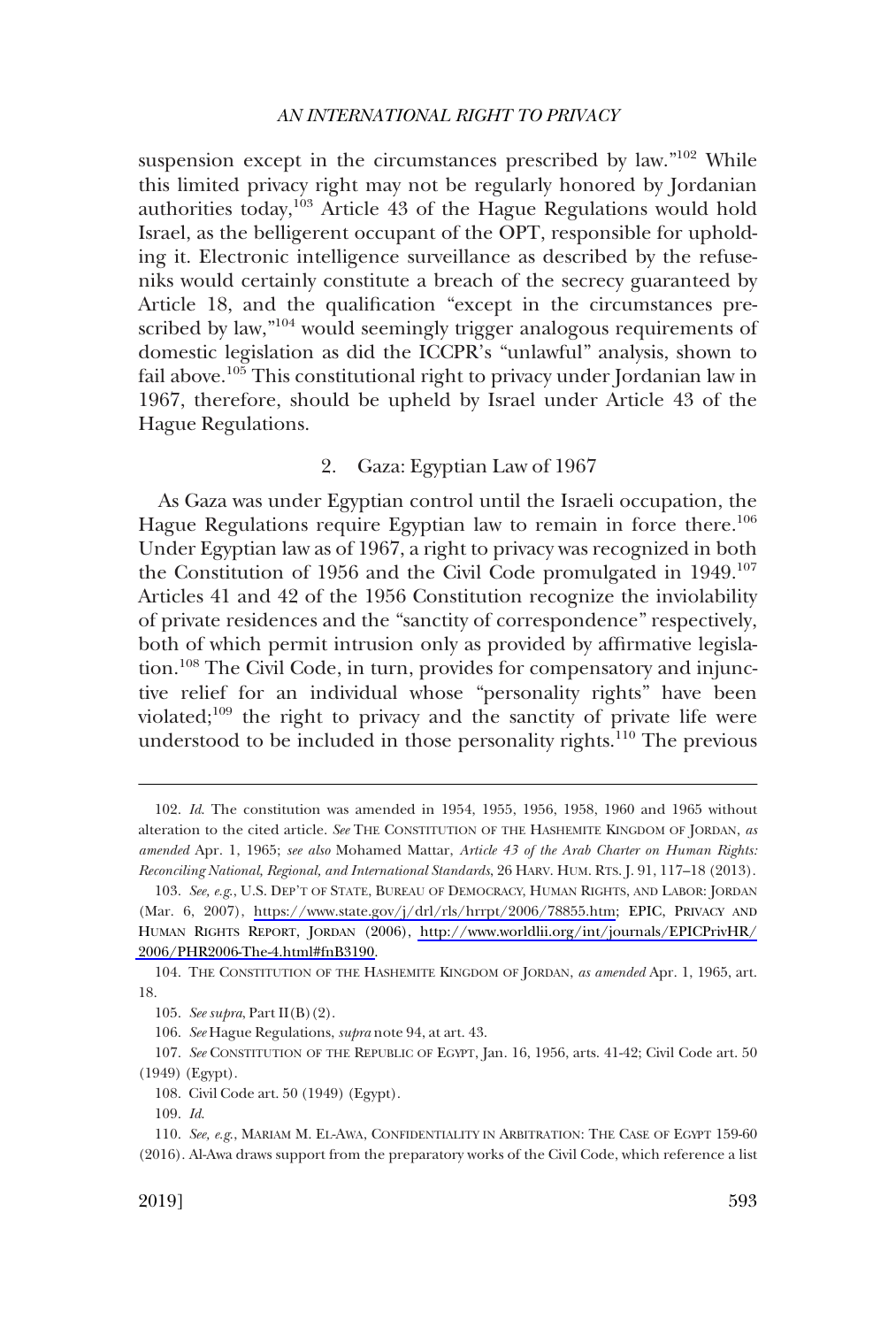suspension except in the circumstances prescribed by law."[102] While this limited privacy right may not be regularly honored by Jordanian authorities today,[103] Article 43 of the Hague Regulations would hold Israel, as the belligerent occupant of the OPT, responsible for upholding it. Electronic intelligence surveillance as described by the refuseniks would certainly constitute a breach of the secrecy guaranteed by Article 18, and the qualification "except in the circumstances prescribed by law,"[104] would seemingly trigger analogous requirements of domestic legislation as did the ICCPR's "unlawful" analysis, shown to fail above.[105] This constitutional right to privacy under Jordanian law in 1967, therefore, should be upheld by Israel under Article 43 of the Hague Regulations.

### 2. Gaza: Egyptian Law of 1967

As Gaza was under Egyptian control until the Israeli occupation, the Hague Regulations require Egyptian law to remain in force there.[106] Under Egyptian law as of 1967, a right to privacy was recognized in both the Constitution of 1956 and the Civil Code promulgated in 1949.[107] Articles 41 and 42 of the 1956 Constitution recognize the inviolability of private residences and the "sanctity of correspondence" respectively, both of which permit intrusion only as provided by affirmative legislation.[108] The Civil Code, in turn, provides for compensatory and injunctive relief for an individual whose "personality rights" have been violated;[109] the right to privacy and the sanctity of private life were understood to be included in those personality rights.[110] The previous

---

102. *Id.* The constitution was amended in 1954, 1955, 1956, 1958, 1960 and 1965 without alteration to the cited article. *See* THE CONSTITUTION OF THE HASHEMITE KINGDOM OF JORDAN, *as amended* Apr. 1, 1965; *see also* Mohamed Mattar, *Article 43 of the Arab Charter on Human Rights: Reconciling National, Regional, and International Standards*, 26 HARV. HUM. RTS. J. 91, 117–18 (2013).

103. *See, e.g.*, U.S. DEP'T OF STATE, BUREAU OF DEMOCRACY, HUMAN RIGHTS, AND LABOR: JORDAN (Mar. 6, 2007), https://www.state.gov/j/drl/rls/hrrpt/2006/78855.htm; EPIC, PRIVACY AND HUMAN RIGHTS REPORT, JORDAN (2006), http://www.worldlii.org/int/journals/EPICPrivHR/2006/PHR2006-The-4.html#fnB3190.

104. THE CONSTITUTION OF THE HASHEMITE KINGDOM OF JORDAN, *as amended* Apr. 1, 1965, art. 18.

105. *See supra*, Part II(B)(2).

106. *See* Hague Regulations, *supra* note 94, at art. 43.

107. *See* CONSTITUTION OF THE REPUBLIC OF EGYPT, Jan. 16, 1956, arts. 41-42; Civil Code art. 50 (1949) (Egypt).

108. Civil Code art. 50 (1949) (Egypt).

109. *Id.*

110. *See, e.g.*, MARIAM M. EL-AWA, CONFIDENTIALITY IN ARBITRATION: THE CASE OF EGYPT 159-60 (2016). Al-Awa draws support from the preparatory works of the Civil Code, which reference a list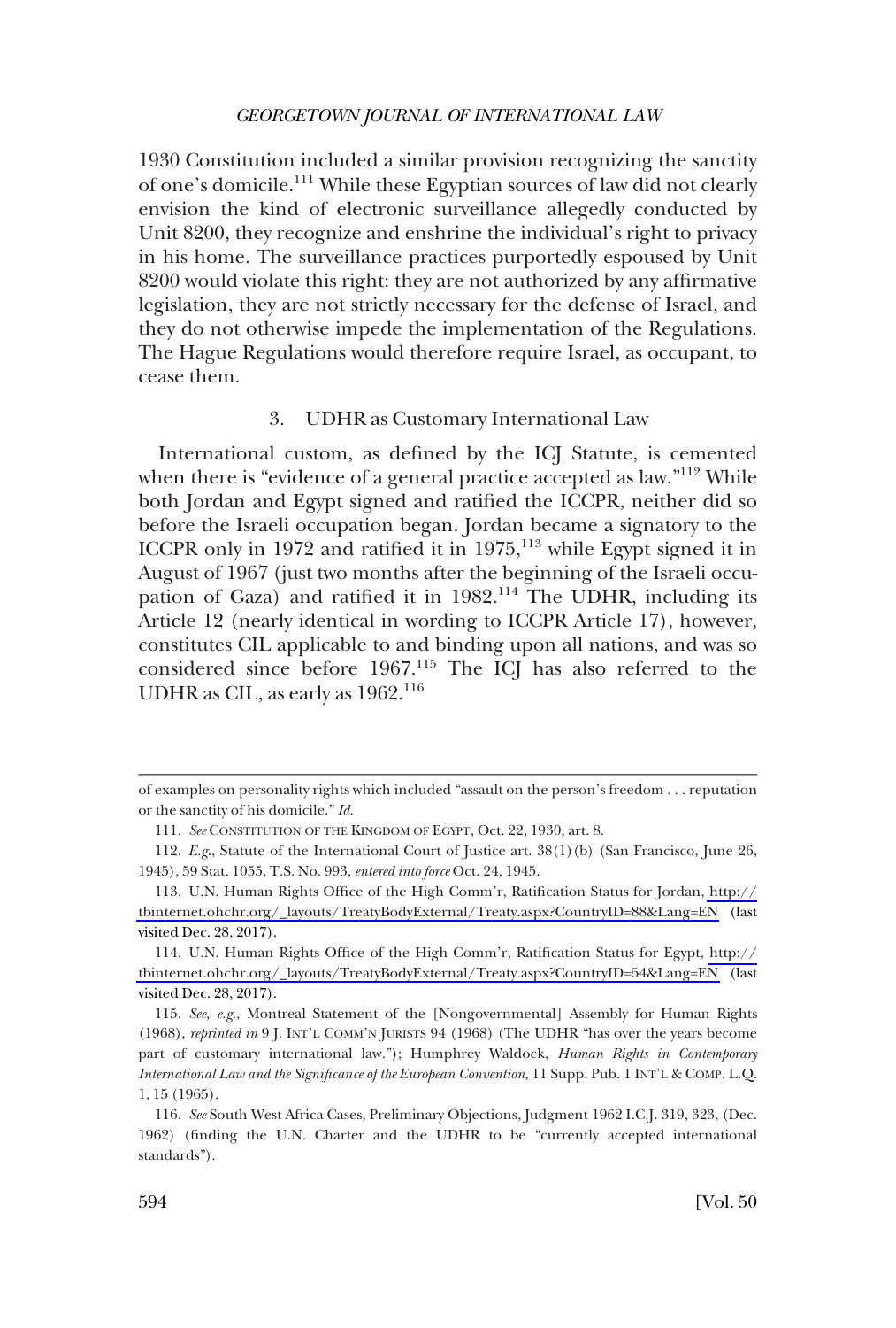1930 Constitution included a similar provision recognizing the sanctity of one's domicile.[111] While these Egyptian sources of law did not clearly envision the kind of electronic surveillance allegedly conducted by Unit 8200, they recognize and enshrine the individual's right to privacy in his home. The surveillance practices purportedly espoused by Unit 8200 would violate this right: they are not authorized by any affirmative legislation, they are not strictly necessary for the defense of Israel, and they do not otherwise impede the implementation of the Regulations. The Hague Regulations would therefore require Israel, as occupant, to cease them.

### 3. UDHR as Customary International Law

International custom, as defined by the ICJ Statute, is cemented when there is "evidence of a general practice accepted as law."[112] While both Jordan and Egypt signed and ratified the ICCPR, neither did so before the Israeli occupation began. Jordan became a signatory to the ICCPR only in 1972 and ratified it in 1975,[113] while Egypt signed it in August of 1967 (just two months after the beginning of the Israeli occupation of Gaza) and ratified it in 1982.[114] The UDHR, including its Article 12 (nearly identical in wording to ICCPR Article 17), however, constitutes CIL applicable to and binding upon all nations, and was so considered since before 1967.[115] The ICJ has also referred to the UDHR as CIL, as early as 1962.[116]

---

of examples on personality rights which included "assault on the person's freedom . . . reputation or the sanctity of his domicile." *Id.*

111. *See* CONSTITUTION OF THE KINGDOM OF EGYPT, Oct. 22, 1930, art. 8.

112. *E.g.*, Statute of the International Court of Justice art. 38(1)(b) (San Francisco, June 26, 1945), 59 Stat. 1055, T.S. No. 993, *entered into force* Oct. 24, 1945.

113. U.N. Human Rights Office of the High Comm'r, Ratification Status for Jordan, http://tbinternet.ohchr.org/_layouts/TreatyBodyExternal/Treaty.aspx?CountryID=88&Lang=EN (last visited Dec. 28, 2017).

114. U.N. Human Rights Office of the High Comm'r, Ratification Status for Egypt, http://tbinternet.ohchr.org/_layouts/TreatyBodyExternal/Treaty.aspx?CountryID=54&Lang=EN (last visited Dec. 28, 2017).

115. *See, e.g.*, Montreal Statement of the [Nongovernmental] Assembly for Human Rights (1968), *reprinted in* 9 J. INT'L COMM'N JURISTS 94 (1968) (The UDHR "has over the years become part of customary international law."); Humphrey Waldock, *Human Rights in Contemporary International Law and the Significance of the European Convention*, 11 Supp. Pub. 1 INT'L & COMP. L.Q. 1, 15 (1965).

116. *See* South West Africa Cases, Preliminary Objections, Judgment 1962 I.C.J. 319, 323, (Dec. 1962) (finding the U.N. Charter and the UDHR to be "currently accepted international standards").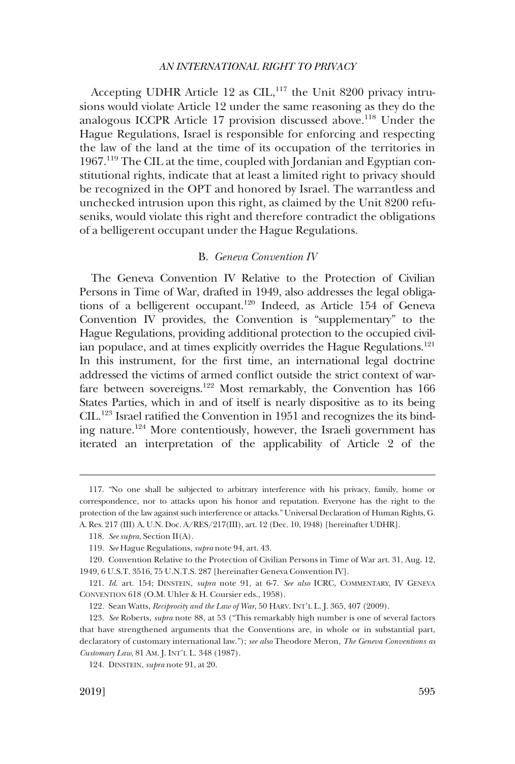Accepting UDHR Article 12 as CIL,[117] the Unit 8200 privacy intrusions would violate Article 12 under the same reasoning as they do the analogous ICCPR Article 17 provision discussed above.[118] Under the Hague Regulations, Israel is responsible for enforcing and respecting the law of the land at the time of its occupation of the territories in 1967.[119] The CIL at the time, coupled with Jordanian and Egyptian constitutional rights, indicate that at least a limited right to privacy should be recognized in the OPT and honored by Israel. The warrantless and unchecked intrusion upon this right, as claimed by the Unit 8200 refuseniks, would violate this right and therefore contradict the obligations of a belligerent occupant under the Hague Regulations.

### B. *Geneva Convention IV*

The Geneva Convention IV Relative to the Protection of Civilian Persons in Time of War, drafted in 1949, also addresses the legal obligations of a belligerent occupant.[120] Indeed, as Article 154 of Geneva Convention IV provides, the Convention is "supplementary" to the Hague Regulations, providing additional protection to the occupied civilian populace, and at times explicitly overrides the Hague Regulations.[121] In this instrument, for the first time, an international legal doctrine addressed the victims of armed conflict outside the strict context of warfare between sovereigns.[122] Most remarkably, the Convention has 166 States Parties, which in and of itself is nearly dispositive as to its being CIL.[123] Israel ratified the Convention in 1951 and recognizes the its binding nature.[124] More contentiously, however, the Israeli government has iterated an interpretation of the applicability of Article 2 of the

---

117. "No one shall be subjected to arbitrary interference with his privacy, family, home or correspondence, nor to attacks upon his honor and reputation. Everyone has the right to the protection of the law against such interference or attacks." Universal Declaration of Human Rights, G. A. Res. 217 (III) A, U.N. Doc. A/RES/217(III), art. 12 (Dec. 10, 1948) [hereinafter UDHR].

118. *See supra*, Section II(A).

119. *See* Hague Regulations, *supra* note 94, art. 43.

120. Convention Relative to the Protection of Civilian Persons in Time of War art. 31, Aug. 12, 1949, 6 U.S.T. 3516, 75 U.N.T.S. 287 [hereinafter Geneva Convention IV].

121. *Id.* art. 154; DINSTEIN, *supra* note 91, at 6-7. *See also* ICRC, COMMENTARY, IV GENEVA CONVENTION 618 (O.M. Uhler & H. Coursier eds., 1958).

122. Sean Watts, *Reciprocity and the Law of War*, 50 HARV. INT'L L. J. 365, 407 (2009).

123. *See* Roberts, *supra* note 88, at 53 ("This remarkably high number is one of several factors that have strengthened arguments that the Conventions are, in whole or in substantial part, declaratory of customary international law."); *see also* Theodore Meron, *The Geneva Conventions as Customary Law*, 81 AM. J. INT'L L. 348 (1987).

124. DINSTEIN, *supra* note 91, at 20.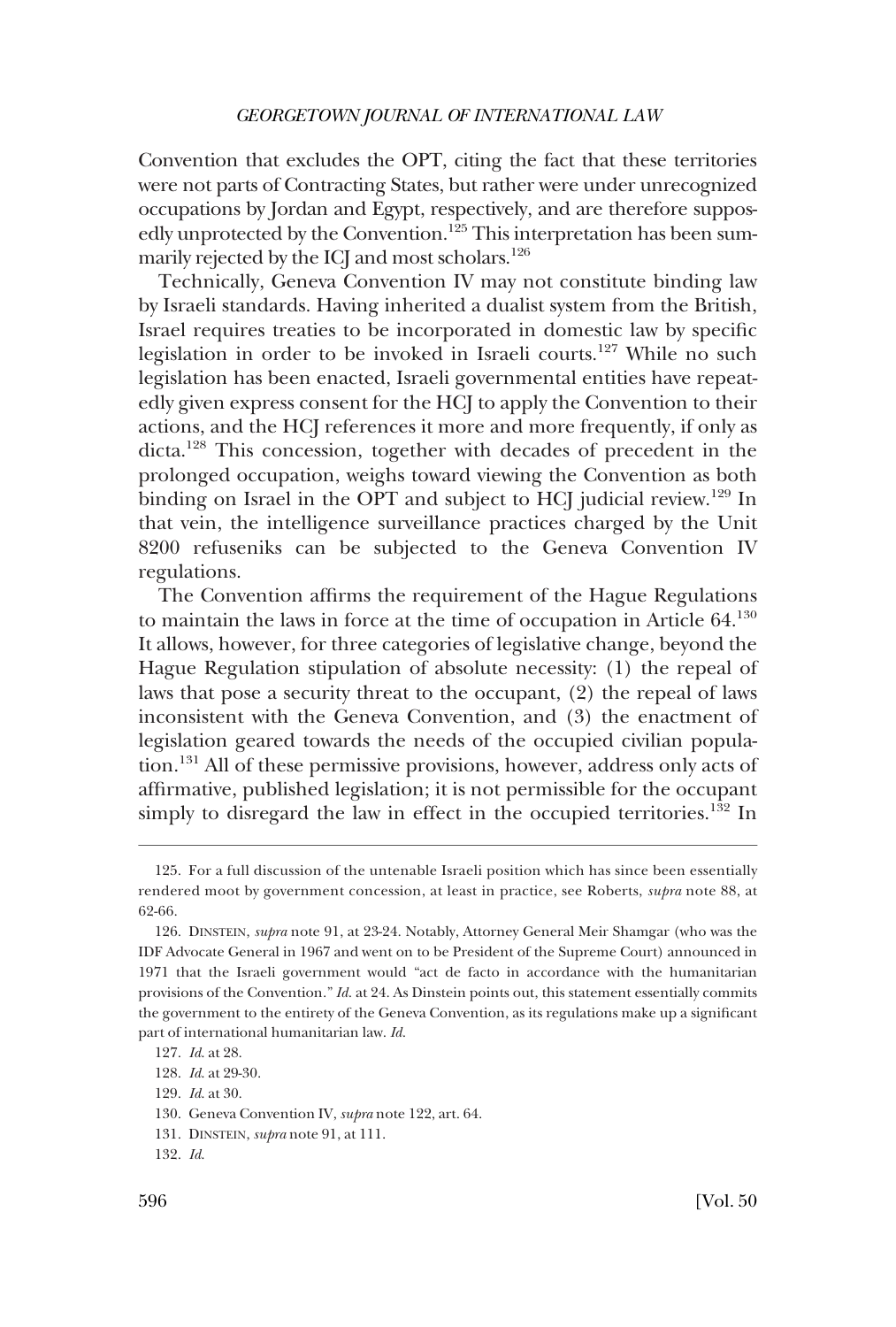Convention that excludes the OPT, citing the fact that these territories were not parts of Contracting States, but rather were under unrecognized occupations by Jordan and Egypt, respectively, and are therefore supposedly unprotected by the Convention.[125] This interpretation has been summarily rejected by the ICJ and most scholars.[126]

Technically, Geneva Convention IV may not constitute binding law by Israeli standards. Having inherited a dualist system from the British, Israel requires treaties to be incorporated in domestic law by specific legislation in order to be invoked in Israeli courts.[127] While no such legislation has been enacted, Israeli governmental entities have repeatedly given express consent for the HCJ to apply the Convention to their actions, and the HCJ references it more and more frequently, if only as dicta.[128] This concession, together with decades of precedent in the prolonged occupation, weighs toward viewing the Convention as both binding on Israel in the OPT and subject to HCJ judicial review.[129] In that vein, the intelligence surveillance practices charged by the Unit 8200 refuseniks can be subjected to the Geneva Convention IV regulations.

The Convention affirms the requirement of the Hague Regulations to maintain the laws in force at the time of occupation in Article 64.[130] It allows, however, for three categories of legislative change, beyond the Hague Regulation stipulation of absolute necessity: (1) the repeal of laws that pose a security threat to the occupant, (2) the repeal of laws inconsistent with the Geneva Convention, and (3) the enactment of legislation geared towards the needs of the occupied civilian population.[131] All of these permissive provisions, however, address only acts of affirmative, published legislation; it is not permissible for the occupant simply to disregard the law in effect in the occupied territories.[132] In

---

125. For a full discussion of the untenable Israeli position which has since been essentially rendered moot by government concession, at least in practice, see Roberts, *supra* note 88, at 62-66.

126. DINSTEIN, *supra* note 91, at 23-24. Notably, Attorney General Meir Shamgar (who was the IDF Advocate General in 1967 and went on to be President of the Supreme Court) announced in 1971 that the Israeli government would "act de facto in accordance with the humanitarian provisions of the Convention." *Id.* at 24. As Dinstein points out, this statement essentially commits the government to the entirety of the Geneva Convention, as its regulations make up a significant part of international humanitarian law. *Id.*

127. *Id.* at 28.

128. *Id.* at 29-30.

129. *Id.* at 30.

130. Geneva Convention IV, *supra* note 122, art. 64.

131. DINSTEIN, *supra* note 91, at 111.

132. *Id.*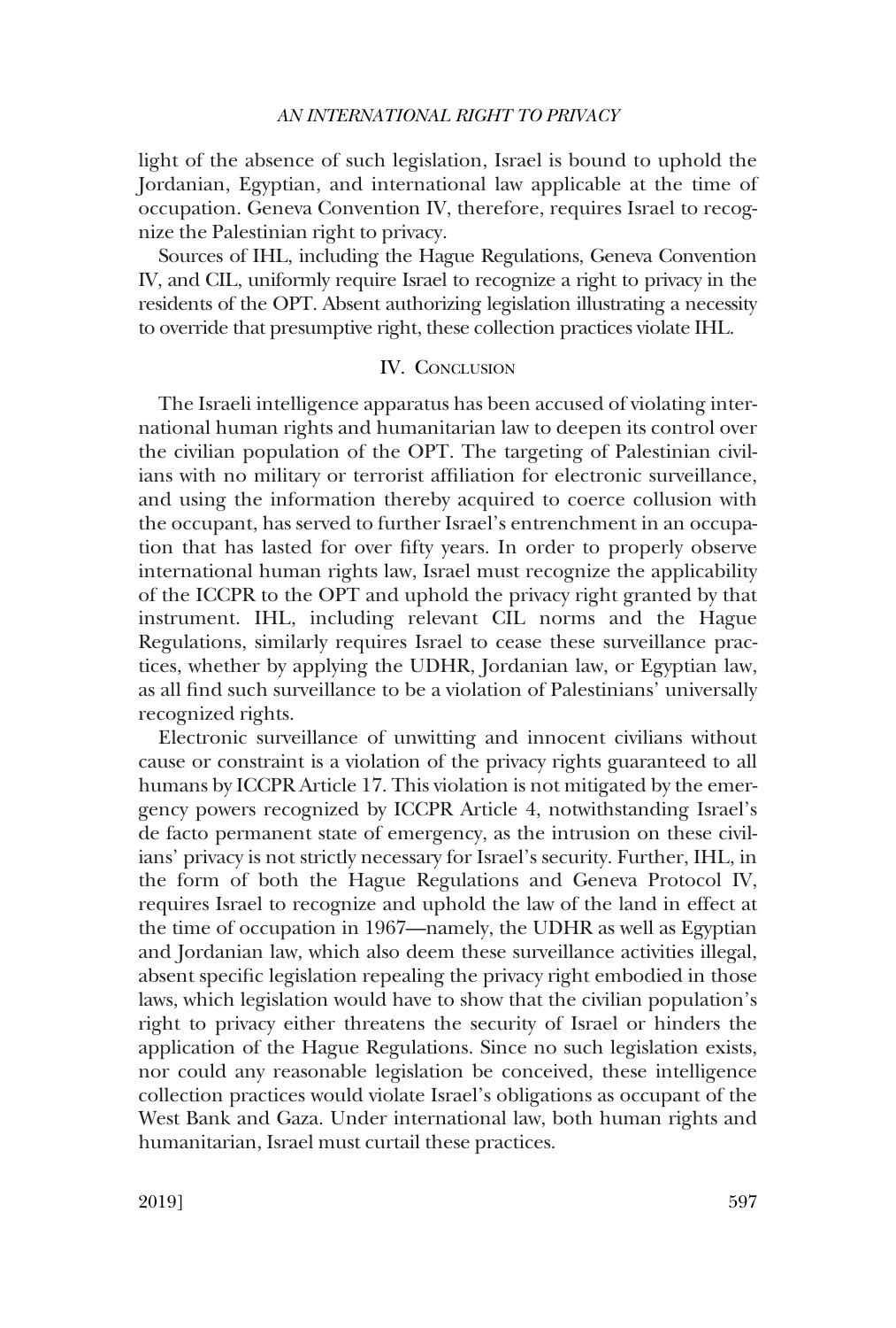light of the absence of such legislation, Israel is bound to uphold the Jordanian, Egyptian, and international law applicable at the time of occupation. Geneva Convention IV, therefore, requires Israel to recognize the Palestinian right to privacy.

Sources of IHL, including the Hague Regulations, Geneva Convention IV, and CIL, uniformly require Israel to recognize a right to privacy in the residents of the OPT. Absent authorizing legislation illustrating a necessity to override that presumptive right, these collection practices violate IHL.

## IV. Conclusion

The Israeli intelligence apparatus has been accused of violating international human rights and humanitarian law to deepen its control over the civilian population of the OPT. The targeting of Palestinian civilians with no military or terrorist affiliation for electronic surveillance, and using the information thereby acquired to coerce collusion with the occupant, has served to further Israel's entrenchment in an occupation that has lasted for over fifty years. In order to properly observe international human rights law, Israel must recognize the applicability of the ICCPR to the OPT and uphold the privacy right granted by that instrument. IHL, including relevant CIL norms and the Hague Regulations, similarly requires Israel to cease these surveillance practices, whether by applying the UDHR, Jordanian law, or Egyptian law, as all find such surveillance to be a violation of Palestinians' universally recognized rights.

Electronic surveillance of unwitting and innocent civilians without cause or constraint is a violation of the privacy rights guaranteed to all humans by ICCPR Article 17. This violation is not mitigated by the emergency powers recognized by ICCPR Article 4, notwithstanding Israel's de facto permanent state of emergency, as the intrusion on these civilians' privacy is not strictly necessary for Israel's security. Further, IHL, in the form of both the Hague Regulations and Geneva Protocol IV, requires Israel to recognize and uphold the law of the land in effect at the time of occupation in 1967—namely, the UDHR as well as Egyptian and Jordanian law, which also deem these surveillance activities illegal, absent specific legislation repealing the privacy right embodied in those laws, which legislation would have to show that the civilian population's right to privacy either threatens the security of Israel or hinders the application of the Hague Regulations. Since no such legislation exists, nor could any reasonable legislation be conceived, these intelligence collection practices would violate Israel's obligations as occupant of the West Bank and Gaza. Under international law, both human rights and humanitarian, Israel must curtail these practices.